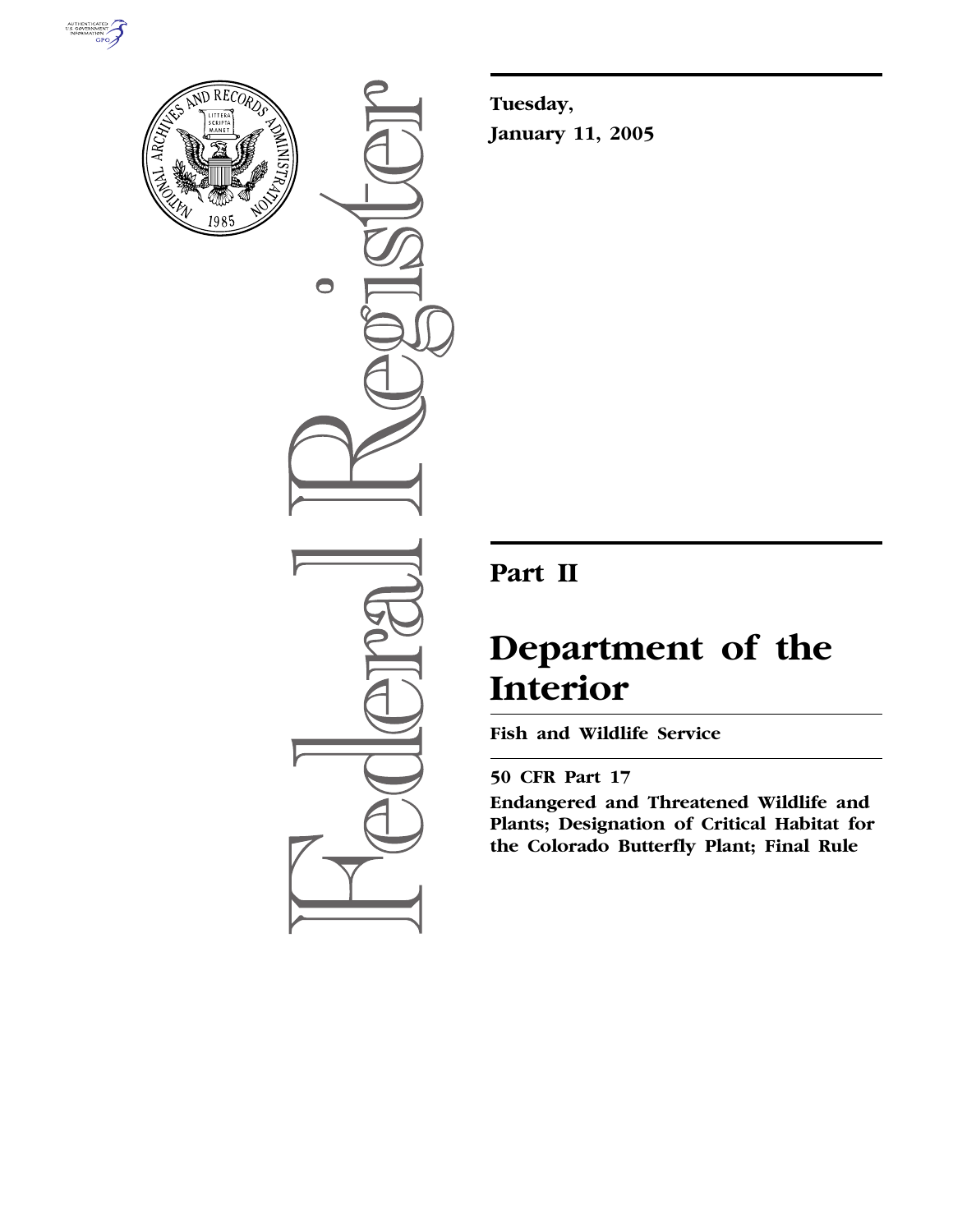Tuesday,

January 11, 2005

# Part II

# Department of the Interior

## Fish and Wildlife Service

### 50 CFR Part 17

### Endangered and Threatened Wildlife and Plants; Designation of Critical Habitat for the Colorado Butterfly Plant; Final Rule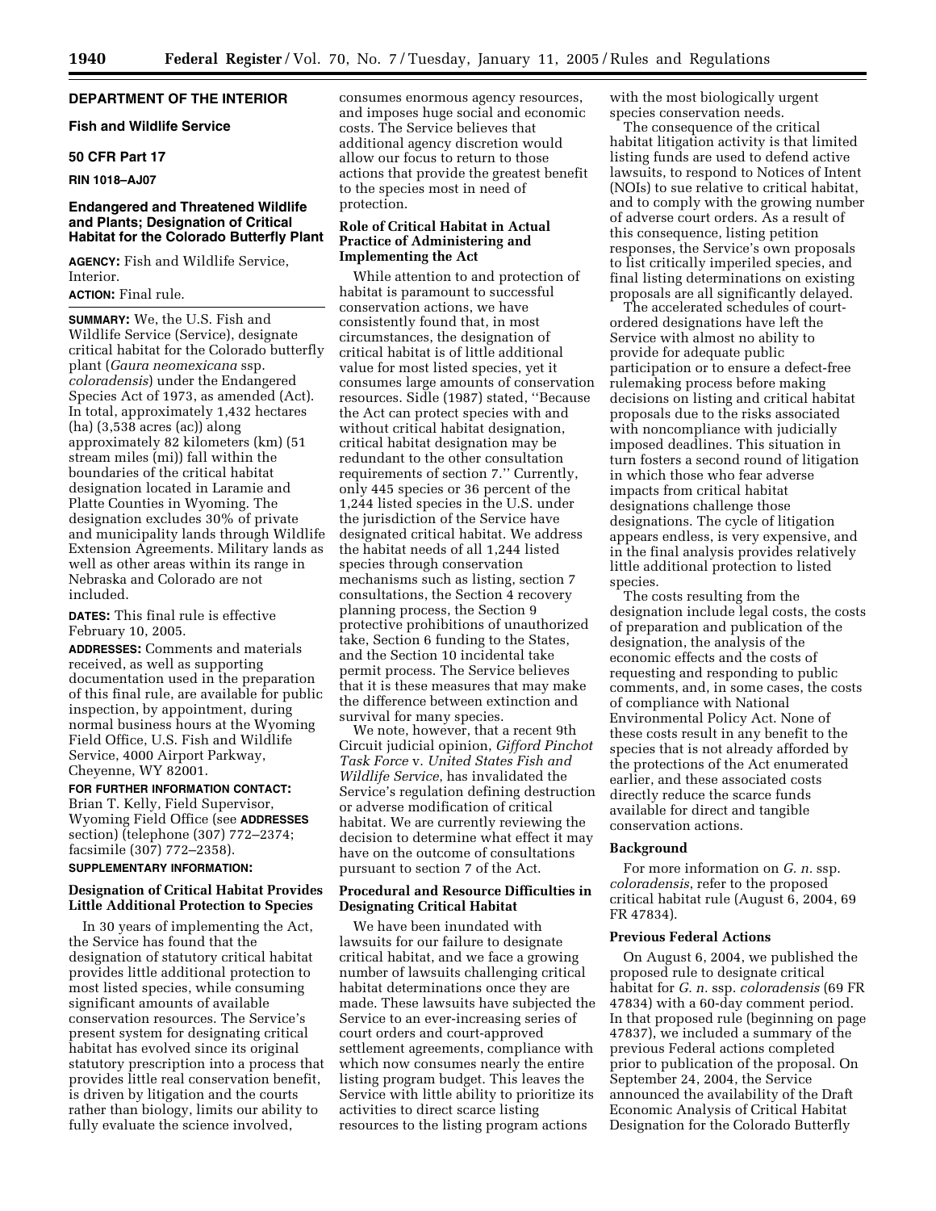## DEPARTMENT OF THE INTERIOR

### Fish and Wildlife Service

### 50 CFR Part 17

**RIN 1018–AJ07**

## Endangered and Threatened Wildlife and Plants; Designation of Critical Habitat for the Colorado Butterfly Plant

**AGENCY:** Fish and Wildlife Service, Interior.

**ACTION:** Final rule.

**SUMMARY:** We, the U.S. Fish and Wildlife Service (Service), designate critical habitat for the Colorado butterfly plant (*Gaura neomexicana* ssp. *coloradensis*) under the Endangered Species Act of 1973, as amended (Act). In total, approximately 1,432 hectares (ha) (3,538 acres (ac)) along approximately 82 kilometers (km) (51 stream miles (mi)) fall within the boundaries of the critical habitat designation located in Laramie and Platte Counties in Wyoming. The designation excludes 30% of private and municipality lands through Wildlife Extension Agreements. Military lands as well as other areas within its range in Nebraska and Colorado are not included.

**DATES:** This final rule is effective February 10, 2005.

**ADDRESSES:** Comments and materials received, as well as supporting documentation used in the preparation of this final rule, are available for public inspection, by appointment, during normal business hours at the Wyoming Field Office, U.S. Fish and Wildlife Service, 4000 Airport Parkway, Cheyenne, WY 82001.

**FOR FURTHER INFORMATION CONTACT:** Brian T. Kelly, Field Supervisor, Wyoming Field Office (see **ADDRESSES** section) (telephone (307) 772–2374; facsimile (307) 772–2358).

**SUPPLEMENTARY INFORMATION:**

### Designation of Critical Habitat Provides Little Additional Protection to Species

In 30 years of implementing the Act, the Service has found that the designation of statutory critical habitat provides little additional protection to most listed species, while consuming significant amounts of available conservation resources. The Service's present system for designating critical habitat has evolved since its original statutory prescription into a process that provides little real conservation benefit, is driven by litigation and the courts rather than biology, limits our ability to fully evaluate the science involved, consumes enormous agency resources, and imposes huge social and economic costs. The Service believes that additional agency discretion would allow our focus to return to those actions that provide the greatest benefit to the species most in need of protection.

### Role of Critical Habitat in Actual Practice of Administering and Implementing the Act

While attention to and protection of habitat is paramount to successful conservation actions, we have consistently found that, in most circumstances, the designation of critical habitat is of little additional value for most listed species, yet it consumes large amounts of conservation resources. Sidle (1987) stated, ''Because the Act can protect species with and without critical habitat designation, critical habitat designation may be redundant to the other consultation requirements of section 7.'' Currently, only 445 species or 36 percent of the 1,244 listed species in the U.S. under the jurisdiction of the Service have designated critical habitat. We address the habitat needs of all 1,244 listed species through conservation mechanisms such as listing, section 7 consultations, the Section 4 recovery planning process, the Section 9 protective prohibitions of unauthorized take, Section 6 funding to the States, and the Section 10 incidental take permit process. The Service believes that it is these measures that may make the difference between extinction and survival for many species.

We note, however, that a recent 9th Circuit judicial opinion, *Gifford Pinchot Task Force* v. *United States Fish and Wildlife Service*, has invalidated the Service's regulation defining destruction or adverse modification of critical habitat. We are currently reviewing the decision to determine what effect it may have on the outcome of consultations pursuant to section 7 of the Act.

### Procedural and Resource Difficulties in Designating Critical Habitat

We have been inundated with lawsuits for our failure to designate critical habitat, and we face a growing number of lawsuits challenging critical habitat determinations once they are made. These lawsuits have subjected the Service to an ever-increasing series of court orders and court-approved settlement agreements, compliance with which now consumes nearly the entire listing program budget. This leaves the Service with little ability to prioritize its activities to direct scarce listing resources to the listing program actions with the most biologically urgent species conservation needs.

The consequence of the critical habitat litigation activity is that limited listing funds are used to defend active lawsuits, to respond to Notices of Intent (NOIs) to sue relative to critical habitat, and to comply with the growing number of adverse court orders. As a result of this consequence, listing petition responses, the Service's own proposals to list critically imperiled species, and final listing determinations on existing proposals are all significantly delayed.

The accelerated schedules of court-ordered designations have left the Service with almost no ability to provide for adequate public participation or to ensure a defect-free rulemaking process before making decisions on listing and critical habitat proposals due to the risks associated with noncompliance with judicially imposed deadlines. This situation in turn fosters a second round of litigation in which those who fear adverse impacts from critical habitat designations challenge those designations. The cycle of litigation appears endless, is very expensive, and in the final analysis provides relatively little additional protection to listed species.

The costs resulting from the designation include legal costs, the costs of preparation and publication of the designation, the analysis of the economic effects and the costs of requesting and responding to public comments, and, in some cases, the costs of compliance with National Environmental Policy Act. None of these costs result in any benefit to the species that is not already afforded by the protections of the Act enumerated earlier, and these associated costs directly reduce the scarce funds available for direct and tangible conservation actions.

### Background

For more information on *G. n.* ssp. *coloradensis*, refer to the proposed critical habitat rule (August 6, 2004, 69 FR 47834).

### Previous Federal Actions

On August 6, 2004, we published the proposed rule to designate critical habitat for *G. n.* ssp. *coloradensis* (69 FR 47834) with a 60-day comment period. In that proposed rule (beginning on page 47837), we included a summary of the previous Federal actions completed prior to publication of the proposal. On September 24, 2004, the Service announced the availability of the Draft Economic Analysis of Critical Habitat Designation for the Colorado Butterfly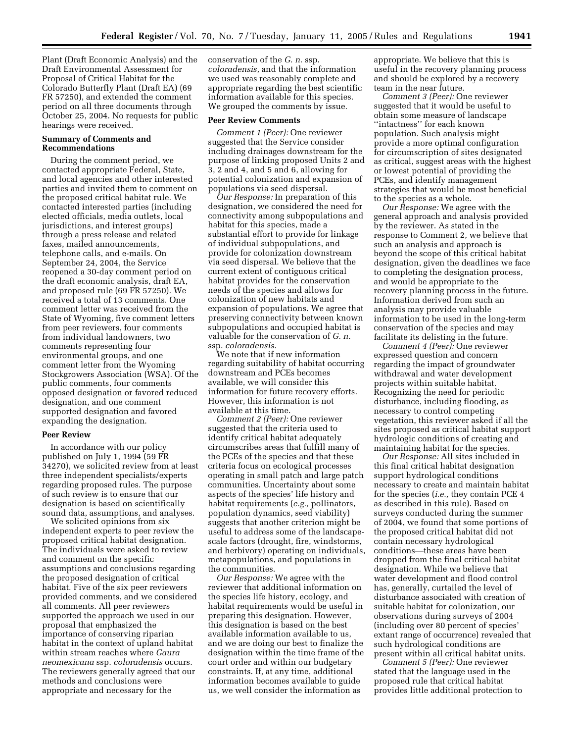Plant (Draft Economic Analysis) and the Draft Environmental Assessment for Proposal of Critical Habitat for the Colorado Butterfly Plant (Draft EA) (69 FR 57250), and extended the comment period on all three documents through October 25, 2004. No requests for public hearings were received.

### Summary of Comments and Recommendations

During the comment period, we contacted appropriate Federal, State, and local agencies and other interested parties and invited them to comment on the proposed critical habitat rule. We contacted interested parties (including elected officials, media outlets, local jurisdictions, and interest groups) through a press release and related faxes, mailed announcements, telephone calls, and e-mails. On September 24, 2004, the Service reopened a 30-day comment period on the draft economic analysis, draft EA, and proposed rule (69 FR 57250). We received a total of 13 comments. One comment letter was received from the State of Wyoming, five comment letters from peer reviewers, four comments from individual landowners, two comments representing four environmental groups, and one comment letter from the Wyoming Stockgrowers Association (WSA). Of the public comments, four comments opposed designation or favored reduced designation, and one comment supported designation and favored expanding the designation.

### Peer Review

In accordance with our policy published on July 1, 1994 (59 FR 34270), we solicited review from at least three independent specialists/experts regarding proposed rules. The purpose of such review is to ensure that our designation is based on scientifically sound data, assumptions, and analyses.

We solicited opinions from six independent experts to peer review the proposed critical habitat designation. The individuals were asked to review and comment on the specific assumptions and conclusions regarding the proposed designation of critical habitat. Five of the six peer reviewers provided comments, and we considered all comments. All peer reviewers supported the approach we used in our proposal that emphasized the importance of conserving riparian habitat in the context of upland habitat within stream reaches where *Gaura neomexicana* ssp. *coloradensis* occurs. The reviewers generally agreed that our methods and conclusions were appropriate and necessary for the conservation of the *G. n.* ssp. *coloradensis*, and that the information we used was reasonably complete and appropriate regarding the best scientific information available for this species. We grouped the comments by issue.

### Peer Review Comments

*Comment 1 (Peer):* One reviewer suggested that the Service consider including drainages downstream for the purpose of linking proposed Units 2 and 3, 2 and 4, and 5 and 6, allowing for potential colonization and expansion of populations via seed dispersal.

*Our Response:* In preparation of this designation, we considered the need for connectivity among subpopulations and habitat for this species, made a substantial effort to provide for linkage of individual subpopulations, and provide for colonization downstream via seed dispersal. We believe that the current extent of contiguous critical habitat provides for the conservation needs of the species and allows for colonization of new habitats and expansion of populations. We agree that preserving connectivity between known subpopulations and occupied habitat is valuable for the conservation of *G. n.* ssp. *coloradensis.*

We note that if new information regarding suitability of habitat occurring downstream and PCEs becomes available, we will consider this information for future recovery efforts. However, this information is not available at this time.

*Comment 2 (Peer):* One reviewer suggested that the criteria used to identify critical habitat adequately circumscribes areas that fulfill many of the PCEs of the species and that these criteria focus on ecological processes operating in small patch and large patch communities. Uncertainty about some aspects of the species' life history and habitat requirements (*e.g.,* pollinators, population dynamics, seed viability) suggests that another criterion might be useful to address some of the landscape-scale factors (drought, fire, windstorms, and herbivory) operating on individuals, metapopulations, and populations in the communities.

*Our Response:* We agree with the reviewer that additional information on the species life history, ecology, and habitat requirements would be useful in preparing this designation. However, this designation is based on the best available information available to us, and we are doing our best to finalize the designation within the time frame of the court order and within our budgetary constraints. If, at any time, additional information becomes available to guide us, we well consider the information as appropriate. We believe that this is useful in the recovery planning process and should be explored by a recovery team in the near future.

*Comment 3 (Peer):* One reviewer suggested that it would be useful to obtain some measure of landscape ''intactness'' for each known population. Such analysis might provide a more optimal configuration for circumscription of sites designated as critical, suggest areas with the highest or lowest potential of providing the PCEs, and identify management strategies that would be most beneficial to the species as a whole.

*Our Response:* We agree with the general approach and analysis provided by the reviewer. As stated in the response to Comment 2, we believe that such an analysis and approach is beyond the scope of this critical habitat designation, given the deadlines we face to completing the designation process, and would be appropriate to the recovery planning process in the future. Information derived from such an analysis may provide valuable information to be used in the long-term conservation of the species and may facilitate its delisting in the future.

*Comment 4 (Peer):* One reviewer expressed question and concern regarding the impact of groundwater withdrawal and water development projects within suitable habitat. Recognizing the need for periodic disturbance, including flooding, as necessary to control competing vegetation, this reviewer asked if all the sites proposed as critical habitat support hydrologic conditions of creating and maintaining habitat for the species.

*Our Response:* All sites included in this final critical habitat designation support hydrological conditions necessary to create and maintain habitat for the species (*i.e.,* they contain PCE 4 as described in this rule). Based on surveys conducted during the summer of 2004, we found that some portions of the proposed critical habitat did not contain necessary hydrological conditions—these areas have been dropped from the final critical habitat designation. While we believe that water development and flood control has, generally, curtailed the level of disturbance associated with creation of suitable habitat for colonization, our observations during surveys of 2004 (including over 80 percent of species' extant range of occurrence) revealed that such hydrological conditions are present within all critical habitat units.

*Comment 5 (Peer):* One reviewer stated that the language used in the proposed rule that critical habitat provides little additional protection to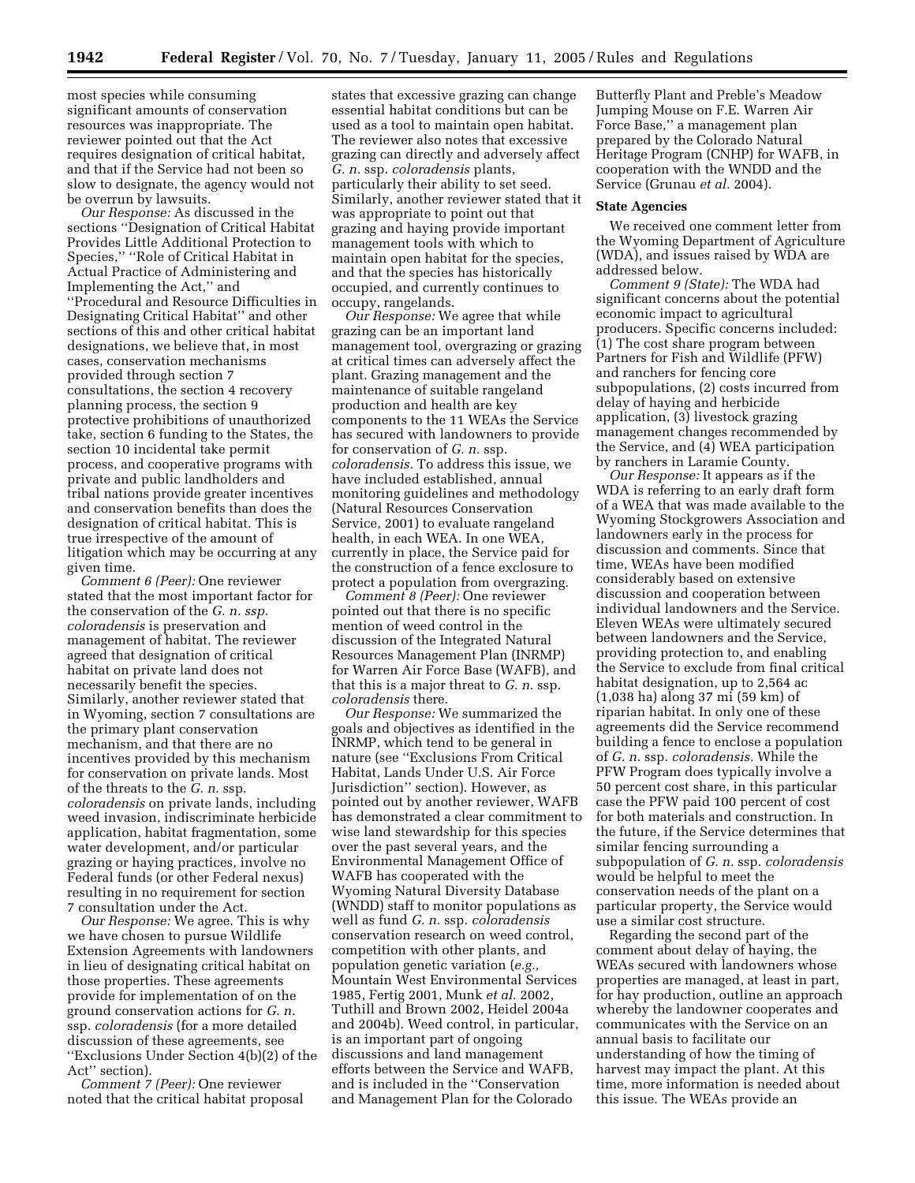most species while consuming significant amounts of conservation resources was inappropriate. The reviewer pointed out that the Act requires designation of critical habitat, and that if the Service had not been so slow to designate, the agency would not be overrun by lawsuits.

*Our Response:* As discussed in the sections "Designation of Critical Habitat Provides Little Additional Protection to Species," "Role of Critical Habitat in Actual Practice of Administering and Implementing the Act," and "Procedural and Resource Difficulties in Designating Critical Habitat" and other sections of this and other critical habitat designations, we believe that, in most cases, conservation mechanisms provided through section 7 consultations, the section 4 recovery planning process, the section 9 protective prohibitions of unauthorized take, section 6 funding to the States, the section 10 incidental take permit process, and cooperative programs with private and public landholders and tribal nations provide greater incentives and conservation benefits than does the designation of critical habitat. This is true irrespective of the amount of litigation which may be occurring at any given time.

*Comment 6 (Peer):* One reviewer stated that the most important factor for the conservation of the *G. n. ssp. coloradensis* is preservation and management of habitat. The reviewer agreed that designation of critical habitat on private land does not necessarily benefit the species. Similarly, another reviewer stated that in Wyoming, section 7 consultations are the primary plant conservation mechanism, and that there are no incentives provided by this mechanism for conservation on private lands. Most of the threats to the *G. n.* ssp. *coloradensis* on private lands, including weed invasion, indiscriminate herbicide application, habitat fragmentation, some water development, and/or particular grazing or haying practices, involve no Federal funds (or other Federal nexus) resulting in no requirement for section 7 consultation under the Act.

*Our Response:* We agree. This is why we have chosen to pursue Wildlife Extension Agreements with landowners in lieu of designating critical habitat on those properties. These agreements provide for implementation of on the ground conservation actions for *G. n.* ssp. *coloradensis* (for a more detailed discussion of these agreements, see "Exclusions Under Section 4(b)(2) of the Act" section).

*Comment 7 (Peer):* One reviewer noted that the critical habitat proposal states that excessive grazing can change essential habitat conditions but can be used as a tool to maintain open habitat. The reviewer also notes that excessive grazing can directly and adversely affect *G. n.* ssp. *coloradensis* plants, particularly their ability to set seed. Similarly, another reviewer stated that it was appropriate to point out that grazing and haying provide important management tools with which to maintain open habitat for the species, and that the species has historically occupied, and currently continues to occupy, rangelands.

*Our Response:* We agree that while grazing can be an important land management tool, overgrazing or grazing at critical times can adversely affect the plant. Grazing management and the maintenance of suitable rangeland production and health are key components to the 11 WEAs the Service has secured with landowners to provide for conservation of *G. n.* ssp. *coloradensis.* To address this issue, we have included established, annual monitoring guidelines and methodology (Natural Resources Conservation Service, 2001) to evaluate rangeland health, in each WEA. In one WEA, currently in place, the Service paid for the construction of a fence exclosure to protect a population from overgrazing.

*Comment 8 (Peer):* One reviewer pointed out that there is no specific mention of weed control in the discussion of the Integrated Natural Resources Management Plan (INRMP) for Warren Air Force Base (WAFB), and that this is a major threat to *G. n.* ssp. *coloradensis* there.

*Our Response:* We summarized the goals and objectives as identified in the INRMP, which tend to be general in nature (see "Exclusions From Critical Habitat, Lands Under U.S. Air Force Jurisdiction" section). However, as pointed out by another reviewer, WAFB has demonstrated a clear commitment to wise land stewardship for this species over the past several years, and the Environmental Management Office of WAFB has cooperated with the Wyoming Natural Diversity Database (WNDD) staff to monitor populations as well as fund *G. n.* ssp. *coloradensis* conservation research on weed control, competition with other plants, and population genetic variation (*e.g.,* Mountain West Environmental Services 1985, Fertig 2001, Munk *et al.* 2002, Tuthill and Brown 2002, Heidel 2004a and 2004b). Weed control, in particular, is an important part of ongoing discussions and land management efforts between the Service and WAFB, and is included in the "Conservation and Management Plan for the Colorado Butterfly Plant and Preble's Meadow Jumping Mouse on F.E. Warren Air Force Base," a management plan prepared by the Colorado Natural Heritage Program (CNHP) for WAFB, in cooperation with the WNDD and the Service (Grunau *et al.* 2004).

### State Agencies

We received one comment letter from the Wyoming Department of Agriculture (WDA), and issues raised by WDA are addressed below.

*Comment 9 (State):* The WDA had significant concerns about the potential economic impact to agricultural producers. Specific concerns included: (1) The cost share program between Partners for Fish and Wildlife (PFW) and ranchers for fencing core subpopulations, (2) costs incurred from delay of haying and herbicide application, (3) livestock grazing management changes recommended by the Service, and (4) WEA participation by ranchers in Laramie County.

*Our Response:* It appears as if the WDA is referring to an early draft form of a WEA that was made available to the Wyoming Stockgrowers Association and landowners early in the process for discussion and comments. Since that time, WEAs have been modified considerably based on extensive discussion and cooperation between individual landowners and the Service. Eleven WEAs were ultimately secured between landowners and the Service, providing protection to, and enabling the Service to exclude from final critical habitat designation, up to 2,564 ac (1,038 ha) along 37 mi (59 km) of riparian habitat. In only one of these agreements did the Service recommend building a fence to enclose a population of *G. n.* ssp. *coloradensis.* While the PFW Program does typically involve a 50 percent cost share, in this particular case the PFW paid 100 percent of cost for both materials and construction. In the future, if the Service determines that similar fencing surrounding a subpopulation of *G. n.* ssp. *coloradensis* would be helpful to meet the conservation needs of the plant on a particular property, the Service would use a similar cost structure.

Regarding the second part of the comment about delay of haying, the WEAs secured with landowners whose properties are managed, at least in part, for hay production, outline an approach whereby the landowner cooperates and communicates with the Service on an annual basis to facilitate our understanding of how the timing of harvest may impact the plant. At this time, more information is needed about this issue. The WEAs provide an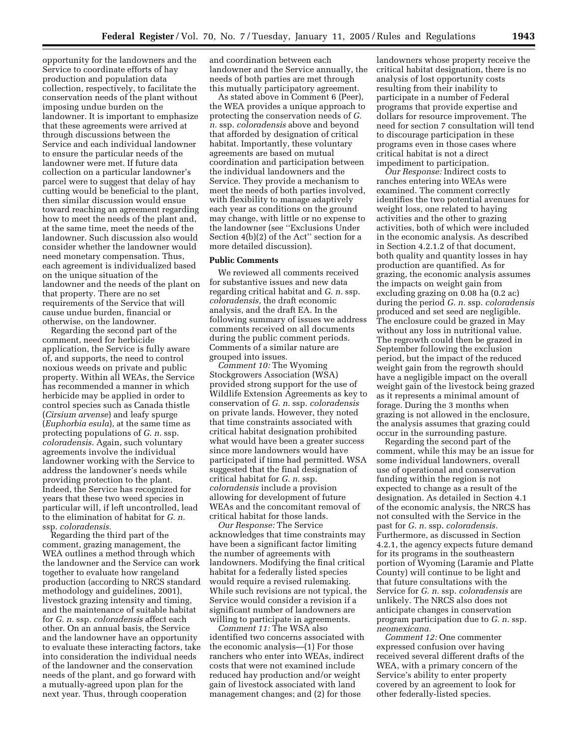opportunity for the landowners and the Service to coordinate efforts of hay production and population data collection, respectively, to facilitate the conservation needs of the plant without imposing undue burden on the landowner. It is important to emphasize that these agreements were arrived at through discussions between the Service and each individual landowner to ensure the particular needs of the landowner were met. If future data collection on a particular landowner's parcel were to suggest that delay of hay cutting would be beneficial to the plant, then similar discussion would ensue toward reaching an agreement regarding how to meet the needs of the plant and, at the same time, meet the needs of the landowner. Such discussion also would consider whether the landowner would need monetary compensation. Thus, each agreement is individualized based on the unique situation of the landowner and the needs of the plant on that property. There are no set requirements of the Service that will cause undue burden, financial or otherwise, on the landowner.

Regarding the second part of the comment, need for herbicide application, the Service is fully aware of, and supports, the need to control noxious weeds on private and public property. Within all WEAs, the Service has recommended a manner in which herbicide may be applied in order to control species such as Canada thistle (*Cirsium arvense*) and leafy spurge (*Euphorbia esula*), at the same time as protecting populations of *G. n.* ssp. *coloradensis.* Again, such voluntary agreements involve the individual landowner working with the Service to address the landowner's needs while providing protection to the plant. Indeed, the Service has recognized for years that these two weed species in particular will, if left uncontrolled, lead to the elimination of habitat for *G. n.* ssp. *coloradensis.*

Regarding the third part of the comment, grazing management, the WEA outlines a method through which the landowner and the Service can work together to evaluate how rangeland production (according to NRCS standard methodology and guidelines, 2001), livestock grazing intensity and timing, and the maintenance of suitable habitat for *G. n.* ssp. *coloradensis* affect each other. On an annual basis, the Service and the landowner have an opportunity to evaluate these interacting factors, take into consideration the individual needs of the landowner and the conservation needs of the plant, and go forward with a mutually-agreed upon plan for the next year. Thus, through cooperation and coordination between each landowner and the Service annually, the needs of both parties are met through this mutually participatory agreement.

As stated above in Comment 6 (Peer), the WEA provides a unique approach to protecting the conservation needs of *G. n.* ssp. *coloradensis* above and beyond that afforded by designation of critical habitat. Importantly, these voluntary agreements are based on mutual coordination and participation between the individual landowners and the Service. They provide a mechanism to meet the needs of both parties involved, with flexibility to manage adaptively each year as conditions on the ground may change, with little or no expense to the landowner (see "Exclusions Under Section 4(b)(2) of the Act" section for a more detailed discussion).

**Public Comments**

We reviewed all comments received for substantive issues and new data regarding critical habitat and *G. n.* ssp. *coloradensis,* the draft economic analysis, and the draft EA. In the following summary of issues we address comments received on all documents during the public comment periods. Comments of a similar nature are grouped into issues.

*Comment 10:* The Wyoming Stockgrowers Association (WSA) provided strong support for the use of Wildlife Extension Agreements as key to conservation of *G. n.* ssp. *coloradensis* on private lands. However, they noted that time constraints associated with critical habitat designation prohibited what would have been a greater success since more landowners would have participated if time had permitted. WSA suggested that the final designation of critical habitat for *G. n.* ssp. *coloradensis* include a provision allowing for development of future WEAs and the concomitant removal of critical habitat for those lands.

*Our Response:* The Service acknowledges that time constraints may have been a significant factor limiting the number of agreements with landowners. Modifying the final critical habitat for a federally listed species would require a revised rulemaking. While such revisions are not typical, the Service would consider a revision if a significant number of landowners are willing to participate in agreements.

*Comment 11:* The WSA also identified two concerns associated with the economic analysis—(1) For those ranchers who enter into WEAs, indirect costs that were not examined include reduced hay production and/or weight gain of livestock associated with land management changes; and (2) for those landowners whose property receive the critical habitat designation, there is no analysis of lost opportunity costs resulting from their inability to participate in a number of Federal programs that provide expertise and dollars for resource improvement. The need for section 7 consultation will tend to discourage participation in these programs even in those cases where critical habitat is not a direct impediment to participation.

*Our Response:* Indirect costs to ranches entering into WEAs were examined. The comment correctly identifies the two potential avenues for weight loss, one related to haying activities and the other to grazing activities, both of which were included in the economic analysis. As described in Section 4.2.1.2 of that document, both quality and quantity losses in hay production are quantified. As for grazing, the economic analysis assumes the impacts on weight gain from excluding grazing on 0.08 ha (0.2 ac) during the period *G. n.* ssp. *coloradensis* produced and set seed are negligible. The enclosure could be grazed in May without any loss in nutritional value. The regrowth could then be grazed in September following the exclusion period, but the impact of the reduced weight gain from the regrowth should have a negligible impact on the overall weight gain of the livestock being grazed as it represents a minimal amount of forage. During the 3 months when grazing is not allowed in the enclosure, the analysis assumes that grazing could occur in the surrounding pasture.

Regarding the second part of the comment, while this may be an issue for some individual landowners, overall use of operational and conservation funding within the region is not expected to change as a result of the designation. As detailed in Section 4.1 of the economic analysis, the NRCS has not consulted with the Service in the past for *G. n.* ssp. *coloradensis.* Furthermore, as discussed in Section 4.2.1, the agency expects future demand for its programs in the southeastern portion of Wyoming (Laramie and Platte County) will continue to be light and that future consultations with the Service for *G. n.* ssp. *coloradensis* are unlikely. The NRCS also does not anticipate changes in conservation program participation due to *G. n.* ssp. *neomexicana.*

*Comment 12:* One commenter expressed confusion over having received several different drafts of the WEA, with a primary concern of the Service's ability to enter property covered by an agreement to look for other federally-listed species.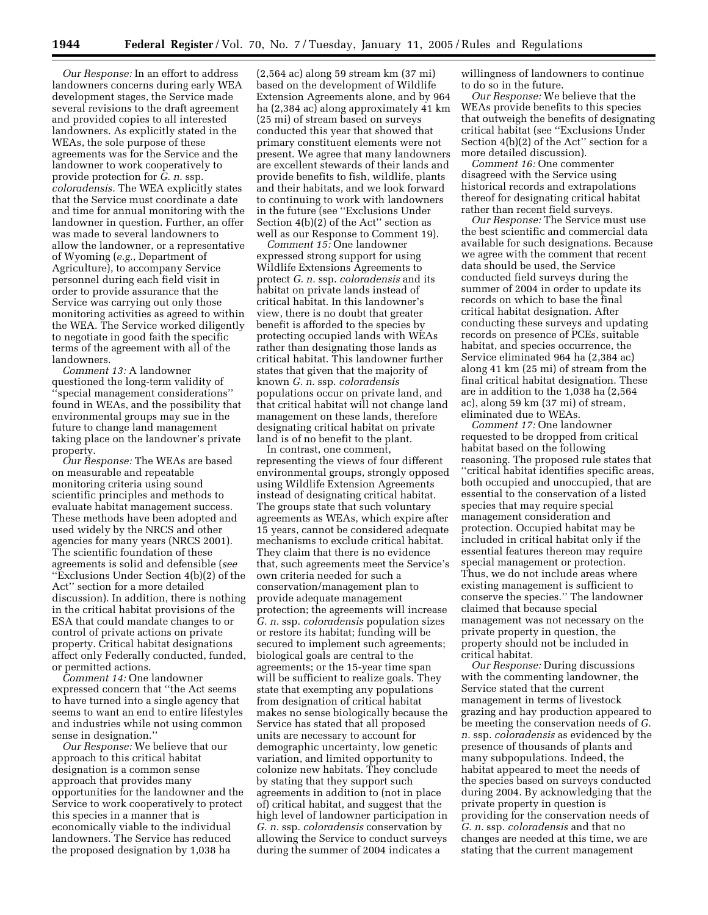*Our Response:* In an effort to address landowners concerns during early WEA development stages, the Service made several revisions to the draft agreement and provided copies to all interested landowners. As explicitly stated in the WEAs, the sole purpose of these agreements was for the Service and the landowner to work cooperatively to provide protection for *G. n.* ssp. *coloradensis.* The WEA explicitly states that the Service must coordinate a date and time for annual monitoring with the landowner in question. Further, an offer was made to several landowners to allow the landowner, or a representative of Wyoming (*e.g.*, Department of Agriculture), to accompany Service personnel during each field visit in order to provide assurance that the Service was carrying out only those monitoring activities as agreed to within the WEA. The Service worked diligently to negotiate in good faith the specific terms of the agreement with all of the landowners.

*Comment 13:* A landowner questioned the long-term validity of ''special management considerations'' found in WEAs, and the possibility that environmental groups may sue in the future to change land management taking place on the landowner's private property.

*Our Response:* The WEAs are based on measurable and repeatable monitoring criteria using sound scientific principles and methods to evaluate habitat management success. These methods have been adopted and used widely by the NRCS and other agencies for many years (NRCS 2001). The scientific foundation of these agreements is solid and defensible (*see* ''Exclusions Under Section 4(b)(2) of the Act'' section for a more detailed discussion). In addition, there is nothing in the critical habitat provisions of the ESA that could mandate changes to or control of private actions on private property. Critical habitat designations affect only Federally conducted, funded, or permitted actions.

*Comment 14:* One landowner expressed concern that ''the Act seems to have turned into a single agency that seems to want an end to entire lifestyles and industries while not using common sense in designation.''

*Our Response:* We believe that our approach to this critical habitat designation is a common sense approach that provides many opportunities for the landowner and the Service to work cooperatively to protect this species in a manner that is economically viable to the individual landowners. The Service has reduced the proposed designation by 1,038 ha (2,564 ac) along 59 stream km (37 mi) based on the development of Wildlife Extension Agreements alone, and by 964 ha (2,384 ac) along approximately 41 km (25 mi) of stream based on surveys conducted this year that showed that primary constituent elements were not present. We agree that many landowners are excellent stewards of their lands and provide benefits to fish, wildlife, plants and their habitats, and we look forward to continuing to work with landowners in the future (see ''Exclusions Under Section 4(b)(2) of the Act'' section as well as our Response to Comment 19).

*Comment 15:* One landowner expressed strong support for using Wildlife Extensions Agreements to protect *G. n.* ssp. *coloradensis* and its habitat on private lands instead of critical habitat. In this landowner's view, there is no doubt that greater benefit is afforded to the species by protecting occupied lands with WEAs rather than designating those lands as critical habitat. This landowner further states that given that the majority of known *G. n.* ssp. *coloradensis* populations occur on private land, and that critical habitat will not change land management on these lands, therefore designating critical habitat on private land is of no benefit to the plant.

In contrast, one comment, representing the views of four different environmental groups, strongly opposed using Wildlife Extension Agreements instead of designating critical habitat. The groups state that such voluntary agreements as WEAs, which expire after 15 years, cannot be considered adequate mechanisms to exclude critical habitat. They claim that there is no evidence that, such agreements meet the Service's own criteria needed for such a conservation/management plan to provide adequate management protection; the agreements will increase *G. n.* ssp. *coloradensis* population sizes or restore its habitat; funding will be secured to implement such agreements; biological goals are central to the agreements; or the 15-year time span will be sufficient to realize goals. They state that exempting any populations from designation of critical habitat makes no sense biologically because the Service has stated that all proposed units are necessary to account for demographic uncertainty, low genetic variation, and limited opportunity to colonize new habitats. They conclude by stating that they support such agreements in addition to (not in place of) critical habitat, and suggest that the high level of landowner participation in *G. n.* ssp. *coloradensis* conservation by allowing the Service to conduct surveys during the summer of 2004 indicates a willingness of landowners to continue to do so in the future.

*Our Response:* We believe that the WEAs provide benefits to this species that outweigh the benefits of designating critical habitat (see ''Exclusions Under Section 4(b)(2) of the Act'' section for a more detailed discussion).

*Comment 16:* One commenter disagreed with the Service using historical records and extrapolations thereof for designating critical habitat rather than recent field surveys.

*Our Response:* The Service must use the best scientific and commercial data available for such designations. Because we agree with the comment that recent data should be used, the Service conducted field surveys during the summer of 2004 in order to update its records on which to base the final critical habitat designation. After conducting these surveys and updating records on presence of PCEs, suitable habitat, and species occurrence, the Service eliminated 964 ha (2,384 ac) along 41 km (25 mi) of stream from the final critical habitat designation. These are in addition to the 1,038 ha (2,564 ac), along 59 km (37 mi) of stream, eliminated due to WEAs.

*Comment 17:* One landowner requested to be dropped from critical habitat based on the following reasoning. The proposed rule states that ''critical habitat identifies specific areas, both occupied and unoccupied, that are essential to the conservation of a listed species that may require special management consideration and protection. Occupied habitat may be included in critical habitat only if the essential features thereon may require special management or protection. Thus, we do not include areas where existing management is sufficient to conserve the species.'' The landowner claimed that because special management was not necessary on the private property in question, the property should not be included in critical habitat.

*Our Response:* During discussions with the commenting landowner, the Service stated that the current management in terms of livestock grazing and hay production appeared to be meeting the conservation needs of *G. n.* ssp. *coloradensis* as evidenced by the presence of thousands of plants and many subpopulations. Indeed, the habitat appeared to meet the needs of the species based on surveys conducted during 2004. By acknowledging that the private property in question is providing for the conservation needs of *G. n.* ssp. *coloradensis* and that no changes are needed at this time, we are stating that the current management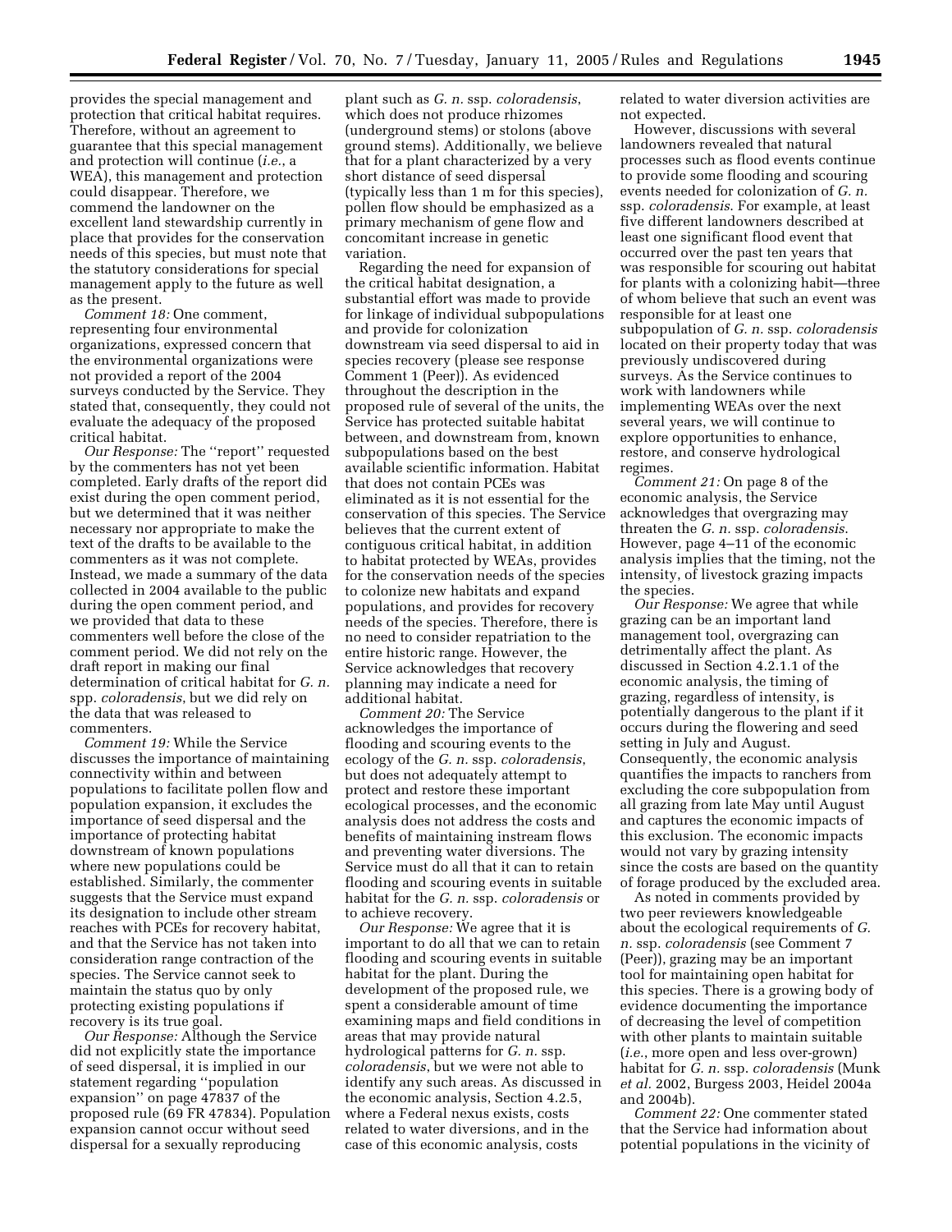provides the special management and protection that critical habitat requires. Therefore, without an agreement to guarantee that this special management and protection will continue (*i.e.*, a WEA), this management and protection could disappear. Therefore, we commend the landowner on the excellent land stewardship currently in place that provides for the conservation needs of this species, but must note that the statutory considerations for special management apply to the future as well as the present.

*Comment 18:* One comment, representing four environmental organizations, expressed concern that the environmental organizations were not provided a report of the 2004 surveys conducted by the Service. They stated that, consequently, they could not evaluate the adequacy of the proposed critical habitat.

*Our Response:* The ''report'' requested by the commenters has not yet been completed. Early drafts of the report did exist during the open comment period, but we determined that it was neither necessary nor appropriate to make the text of the drafts to be available to the commenters as it was not complete. Instead, we made a summary of the data collected in 2004 available to the public during the open comment period, and we provided that data to these commenters well before the close of the comment period. We did not rely on the draft report in making our final determination of critical habitat for *G. n.* spp. *coloradensis*, but we did rely on the data that was released to commenters.

*Comment 19:* While the Service discusses the importance of maintaining connectivity within and between populations to facilitate pollen flow and population expansion, it excludes the importance of seed dispersal and the importance of protecting habitat downstream of known populations where new populations could be established. Similarly, the commenter suggests that the Service must expand its designation to include other stream reaches with PCEs for recovery habitat, and that the Service has not taken into consideration range contraction of the species. The Service cannot seek to maintain the status quo by only protecting existing populations if recovery is its true goal.

*Our Response:* Although the Service did not explicitly state the importance of seed dispersal, it is implied in our statement regarding ''population expansion'' on page 47837 of the proposed rule (69 FR 47834). Population expansion cannot occur without seed dispersal for a sexually reproducing plant such as *G. n.* ssp. *coloradensis*, which does not produce rhizomes (underground stems) or stolons (above ground stems). Additionally, we believe that for a plant characterized by a very short distance of seed dispersal (typically less than 1 m for this species), pollen flow should be emphasized as a primary mechanism of gene flow and concomitant increase in genetic variation.

Regarding the need for expansion of the critical habitat designation, a substantial effort was made to provide for linkage of individual subpopulations and provide for colonization downstream via seed dispersal to aid in species recovery (please see response Comment 1 (Peer)). As evidenced throughout the description in the proposed rule of several of the units, the Service has protected suitable habitat between, and downstream from, known subpopulations based on the best available scientific information. Habitat that does not contain PCEs was eliminated as it is not essential for the conservation of this species. The Service believes that the current extent of contiguous critical habitat, in addition to habitat protected by WEAs, provides for the conservation needs of the species to colonize new habitats and expand populations, and provides for recovery needs of the species. Therefore, there is no need to consider repatriation to the entire historic range. However, the Service acknowledges that recovery planning may indicate a need for additional habitat.

*Comment 20:* The Service acknowledges the importance of flooding and scouring events to the ecology of the *G. n.* ssp. *coloradensis*, but does not adequately attempt to protect and restore these important ecological processes, and the economic analysis does not address the costs and benefits of maintaining instream flows and preventing water diversions. The Service must do all that it can to retain flooding and scouring events in suitable habitat for the *G. n.* ssp. *coloradensis* or to achieve recovery.

*Our Response:* We agree that it is important to do all that we can to retain flooding and scouring events in suitable habitat for the plant. During the development of the proposed rule, we spent a considerable amount of time examining maps and field conditions in areas that may provide natural hydrological patterns for *G. n.* ssp. *coloradensis*, but we were not able to identify any such areas. As discussed in the economic analysis, Section 4.2.5, where a Federal nexus exists, costs related to water diversions, and in the case of this economic analysis, costs related to water diversion activities are not expected.

However, discussions with several landowners revealed that natural processes such as flood events continue to provide some flooding and scouring events needed for colonization of *G. n.* ssp. *coloradensis*. For example, at least five different landowners described at least one significant flood event that occurred over the past ten years that was responsible for scouring out habitat for plants with a colonizing habit—three of whom believe that such an event was responsible for at least one subpopulation of *G. n.* ssp. *coloradensis* located on their property today that was previously undiscovered during surveys. As the Service continues to work with landowners while implementing WEAs over the next several years, we will continue to explore opportunities to enhance, restore, and conserve hydrological regimes.

*Comment 21:* On page 8 of the economic analysis, the Service acknowledges that overgrazing may threaten the *G. n.* ssp. *coloradensis*. However, page 4–11 of the economic analysis implies that the timing, not the intensity, of livestock grazing impacts the species.

*Our Response:* We agree that while grazing can be an important land management tool, overgrazing can detrimentally affect the plant. As discussed in Section 4.2.1.1 of the economic analysis, the timing of grazing, regardless of intensity, is potentially dangerous to the plant if it occurs during the flowering and seed setting in July and August. Consequently, the economic analysis quantifies the impacts to ranchers from excluding the core subpopulation from all grazing from late May until August and captures the economic impacts of this exclusion. The economic impacts would not vary by grazing intensity since the costs are based on the quantity of forage produced by the excluded area.

As noted in comments provided by two peer reviewers knowledgeable about the ecological requirements of *G. n.* ssp. *coloradensis* (see Comment 7 (Peer)), grazing may be an important tool for maintaining open habitat for this species. There is a growing body of evidence documenting the importance of decreasing the level of competition with other plants to maintain suitable (*i.e.*, more open and less over-grown) habitat for *G. n.* ssp. *coloradensis* (Munk *et al.* 2002, Burgess 2003, Heidel 2004a and 2004b).

*Comment 22:* One commenter stated that the Service had information about potential populations in the vicinity of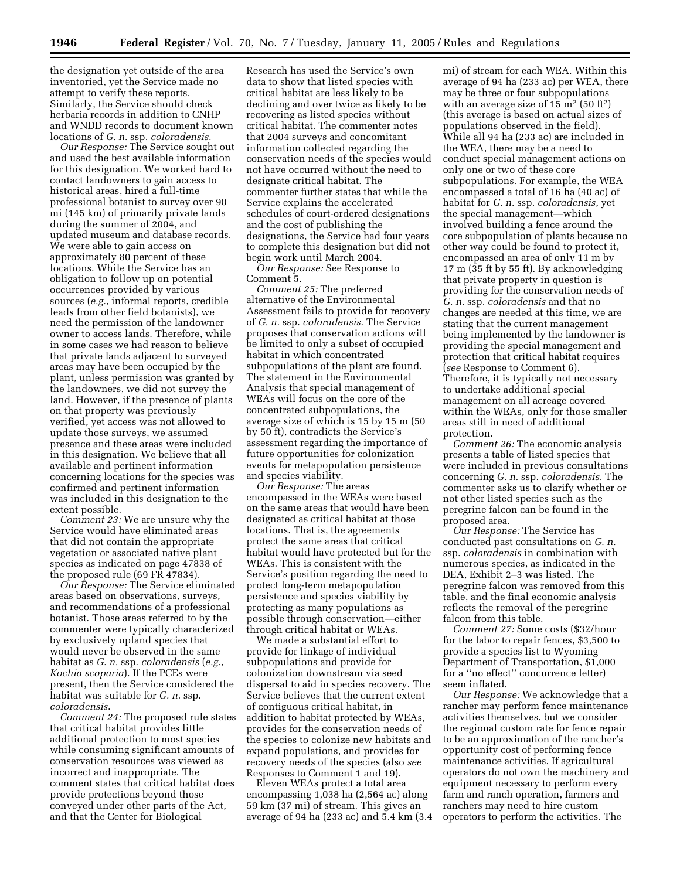the designation yet outside of the area inventoried, yet the Service made no attempt to verify these reports. Similarly, the Service should check herbaria records in addition to CNHP and WNDD records to document known locations of *G. n.* ssp. *coloradensis*.

*Our Response:* The Service sought out and used the best available information for this designation. We worked hard to contact landowners to gain access to historical areas, hired a full-time professional botanist to survey over 90 mi (145 km) of primarily private lands during the summer of 2004, and updated museum and database records. We were able to gain access on approximately 80 percent of these locations. While the Service has an obligation to follow up on potential occurrences provided by various sources (*e.g.*, informal reports, credible leads from other field botanists), we need the permission of the landowner owner to access lands. Therefore, while in some cases we had reason to believe that private lands adjacent to surveyed areas may have been occupied by the plant, unless permission was granted by the landowners, we did not survey the land. However, if the presence of plants on that property was previously verified, yet access was not allowed to update those surveys, we assumed presence and these areas were included in this designation. We believe that all available and pertinent information concerning locations for the species was confirmed and pertinent information was included in this designation to the extent possible.

*Comment 23:* We are unsure why the Service would have eliminated areas that did not contain the appropriate vegetation or associated native plant species as indicated on page 47838 of the proposed rule (69 FR 47834).

*Our Response:* The Service eliminated areas based on observations, surveys, and recommendations of a professional botanist. Those areas referred to by the commenter were typically characterized by exclusively upland species that would never be observed in the same habitat as *G. n.* ssp. *coloradensis* (*e.g.*, *Kochia scoparia*). If the PCEs were present, then the Service considered the habitat was suitable for *G. n.* ssp. *coloradensis*.

*Comment 24:* The proposed rule states that critical habitat provides little additional protection to most species while consuming significant amounts of conservation resources was viewed as incorrect and inappropriate. The comment states that critical habitat does provide protections beyond those conveyed under other parts of the Act, and that the Center for Biological Research has used the Service's own data to show that listed species with critical habitat are less likely to be declining and over twice as likely to be recovering as listed species without critical habitat. The commenter notes that 2004 surveys and concomitant information collected regarding the conservation needs of the species would not have occurred without the need to designate critical habitat. The commenter further states that while the Service explains the accelerated schedules of court-ordered designations and the cost of publishing the designations, the Service had four years to complete this designation but did not begin work until March 2004.

*Our Response:* See Response to Comment 5.

*Comment 25:* The preferred alternative of the Environmental Assessment fails to provide for recovery of *G. n.* ssp. *coloradensis*. The Service proposes that conservation actions will be limited to only a subset of occupied habitat in which concentrated subpopulations of the plant are found. The statement in the Environmental Analysis that special management of WEAs will focus on the core of the concentrated subpopulations, the average size of which is 15 by 15 m (50 by 50 ft), contradicts the Service's assessment regarding the importance of future opportunities for colonization events for metapopulation persistence and species viability.

*Our Response:* The areas encompassed in the WEAs were based on the same areas that would have been designated as critical habitat at those locations. That is, the agreements protect the same areas that critical habitat would have protected but for the WEAs. This is consistent with the Service's position regarding the need to protect long-term metapopulation persistence and species viability by protecting as many populations as possible through conservation—either through critical habitat or WEAs.

We made a substantial effort to provide for linkage of individual subpopulations and provide for colonization downstream via seed dispersal to aid in species recovery. The Service believes that the current extent of contiguous critical habitat, in addition to habitat protected by WEAs, provides for the conservation needs of the species to colonize new habitats and expand populations, and provides for recovery needs of the species (also *see* Responses to Comment 1 and 19).

Eleven WEAs protect a total area encompassing 1,038 ha (2,564 ac) along 59 km (37 mi) of stream. This gives an average of 94 ha (233 ac) and 5.4 km (3.4 mi) of stream for each WEA. Within this average of 94 ha (233 ac) per WEA, there may be three or four subpopulations with an average size of 15 m$^2$ (50 ft$^2$) (this average is based on actual sizes of populations observed in the field). While all 94 ha (233 ac) are included in the WEA, there may be a need to conduct special management actions on only one or two of these core subpopulations. For example, the WEA encompassed a total of 16 ha (40 ac) of habitat for *G. n.* ssp. *coloradensis*, yet the special management—which involved building a fence around the core subpopulation of plants because no other way could be found to protect it, encompassed an area of only 11 m by 17 m (35 ft by 55 ft). By acknowledging that private property in question is providing for the conservation needs of *G. n.* ssp. *coloradensis* and that no changes are needed at this time, we are stating that the current management being implemented by the landowner is providing the special management and protection that critical habitat requires (*see* Response to Comment 6). Therefore, it is typically not necessary to undertake additional special management on all acreage covered within the WEAs, only for those smaller areas still in need of additional protection.

*Comment 26:* The economic analysis presents a table of listed species that were included in previous consultations concerning *G. n.* ssp. *coloradensis*. The commenter asks us to clarify whether or not other listed species such as the peregrine falcon can be found in the proposed area.

*Our Response:* The Service has conducted past consultations on *G. n.* ssp. *coloradensis* in combination with numerous species, as indicated in the DEA, Exhibit 2–3 was listed. The peregrine falcon was removed from this table, and the final economic analysis reflects the removal of the peregrine falcon from this table.

*Comment 27:* Some costs ($32/hour for the labor to repair fences, $3,500 to provide a species list to Wyoming Department of Transportation, $1,000 for a ''no effect'' concurrence letter) seem inflated.

*Our Response:* We acknowledge that a rancher may perform fence maintenance activities themselves, but we consider the regional custom rate for fence repair to be an approximation of the rancher's opportunity cost of performing fence maintenance activities. If agricultural operators do not own the machinery and equipment necessary to perform every farm and ranch operation, farmers and ranchers may need to hire custom operators to perform the activities. The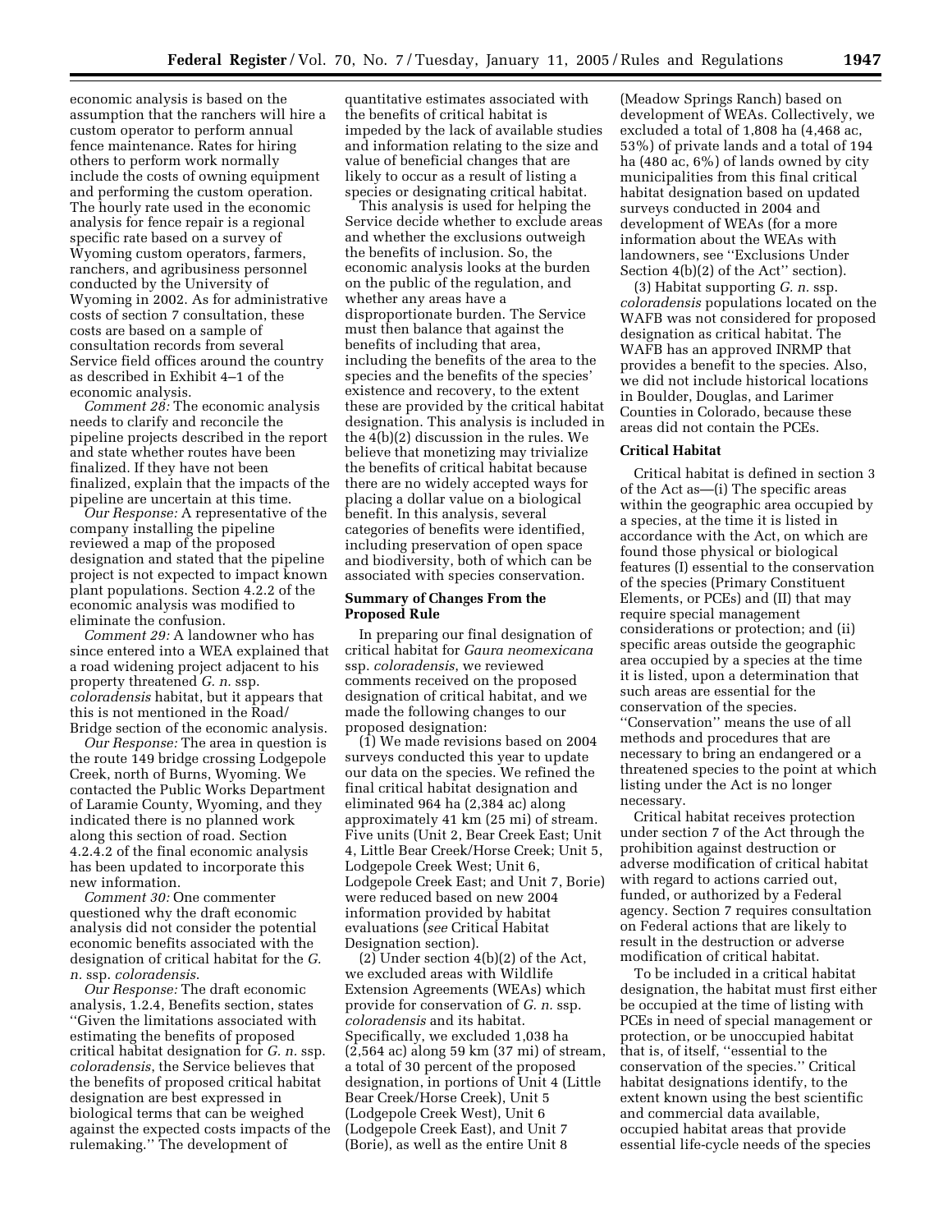economic analysis is based on the assumption that the ranchers will hire a custom operator to perform annual fence maintenance. Rates for hiring others to perform work normally include the costs of owning equipment and performing the custom operation. The hourly rate used in the economic analysis for fence repair is a regional specific rate based on a survey of Wyoming custom operators, farmers, ranchers, and agribusiness personnel conducted by the University of Wyoming in 2002. As for administrative costs of section 7 consultation, these costs are based on a sample of consultation records from several Service field offices around the country as described in Exhibit 4–1 of the economic analysis.

*Comment 28:* The economic analysis needs to clarify and reconcile the pipeline projects described in the report and state whether routes have been finalized. If they have not been finalized, explain that the impacts of the pipeline are uncertain at this time.

*Our Response:* A representative of the company installing the pipeline reviewed a map of the proposed designation and stated that the pipeline project is not expected to impact known plant populations. Section 4.2.2 of the economic analysis was modified to eliminate the confusion.

*Comment 29:* A landowner who has since entered into a WEA explained that a road widening project adjacent to his property threatened *G. n.* ssp. *coloradensis* habitat, but it appears that this is not mentioned in the Road/Bridge section of the economic analysis.

*Our Response:* The area in question is the route 149 bridge crossing Lodgepole Creek, north of Burns, Wyoming. We contacted the Public Works Department of Laramie County, Wyoming, and they indicated there is no planned work along this section of road. Section 4.2.4.2 of the final economic analysis has been updated to incorporate this new information.

*Comment 30:* One commenter questioned why the draft economic analysis did not consider the potential economic benefits associated with the designation of critical habitat for the *G. n.* ssp. *coloradensis.*

*Our Response:* The draft economic analysis, 1.2.4, Benefits section, states ''Given the limitations associated with estimating the benefits of proposed critical habitat designation for *G. n.* ssp. *coloradensis*, the Service believes that the benefits of proposed critical habitat designation are best expressed in biological terms that can be weighed against the expected costs impacts of the rulemaking.'' The development of quantitative estimates associated with the benefits of critical habitat is impeded by the lack of available studies and information relating to the size and value of beneficial changes that are likely to occur as a result of listing a species or designating critical habitat.

This analysis is used for helping the Service decide whether to exclude areas and whether the exclusions outweigh the benefits of inclusion. So, the economic analysis looks at the burden on the public of the regulation, and whether any areas have a disproportionate burden. The Service must then balance that against the benefits of including that area, including the benefits of the area to the species and the benefits of the species' existence and recovery, to the extent these are provided by the critical habitat designation. This analysis is included in the 4(b)(2) discussion in the rules. We believe that monetizing may trivialize the benefits of critical habitat because there are no widely accepted ways for placing a dollar value on a biological benefit. In this analysis, several categories of benefits were identified, including preservation of open space and biodiversity, both of which can be associated with species conservation.

## Summary of Changes From the Proposed Rule

In preparing our final designation of critical habitat for *Gaura neomexicana* ssp. *coloradensis*, we reviewed comments received on the proposed designation of critical habitat, and we made the following changes to our proposed designation:

(1) We made revisions based on 2004 surveys conducted this year to update our data on the species. We refined the final critical habitat designation and eliminated 964 ha (2,384 ac) along approximately 41 km (25 mi) of stream. Five units (Unit 2, Bear Creek East; Unit 4, Little Bear Creek/Horse Creek; Unit 5, Lodgepole Creek West; Unit 6, Lodgepole Creek East; and Unit 7, Borie) were reduced based on new 2004 information provided by habitat evaluations (*see* Critical Habitat Designation section).

(2) Under section 4(b)(2) of the Act, we excluded areas with Wildlife Extension Agreements (WEAs) which provide for conservation of *G. n.* ssp. *coloradensis* and its habitat. Specifically, we excluded 1,038 ha (2,564 ac) along 59 km (37 mi) of stream, a total of 30 percent of the proposed designation, in portions of Unit 4 (Little Bear Creek/Horse Creek), Unit 5 (Lodgepole Creek East), Unit 6 (Lodgepole Creek East), and Unit 7 (Borie), as well as the entire Unit 8 (Meadow Springs Ranch) based on development of WEAs. Collectively, we excluded a total of 1,808 ha (4,468 ac, 53%) of private lands and a total of 194 ha (480 ac, 6%) of lands owned by city municipalities from this final critical habitat designation based on updated surveys conducted in 2004 and development of WEAs (for a more information about the WEAs with landowners, see ''Exclusions Under Section 4(b)(2) of the Act'' section).

(3) Habitat supporting *G. n.* ssp. *coloradensis* populations located on the WAFB was not considered for proposed designation as critical habitat. The WAFB has an approved INRMP that provides a benefit to the species. Also, we did not include historical locations in Boulder, Douglas, and Larimer Counties in Colorado, because these areas did not contain the PCEs.

## Critical Habitat

Critical habitat is defined in section 3 of the Act as—(i) The specific areas within the geographic area occupied by a species, at the time it is listed in accordance with the Act, on which are found those physical or biological features (I) essential to the conservation of the species (Primary Constituent Elements, or PCEs) and (II) that may require special management considerations or protection; and (ii) specific areas outside the geographic area occupied by a species at the time it is listed, upon a determination that such areas are essential for the conservation of the species. ''Conservation'' means the use of all methods and procedures that are necessary to bring an endangered or a threatened species to the point at which listing under the Act is no longer necessary.

Critical habitat receives protection under section 7 of the Act through the prohibition against destruction or adverse modification of critical habitat with regard to actions carried out, funded, or authorized by a Federal agency. Section 7 requires consultation on Federal actions that are likely to result in the destruction or adverse modification of critical habitat.

To be included in a critical habitat designation, the habitat must first either be occupied at the time of listing with PCEs in need of special management or protection, or be unoccupied habitat that is, of itself, ''essential to the conservation of the species.'' Critical habitat designations identify, to the extent known using the best scientific and commercial data available, occupied habitat areas that provide essential life-cycle needs of the species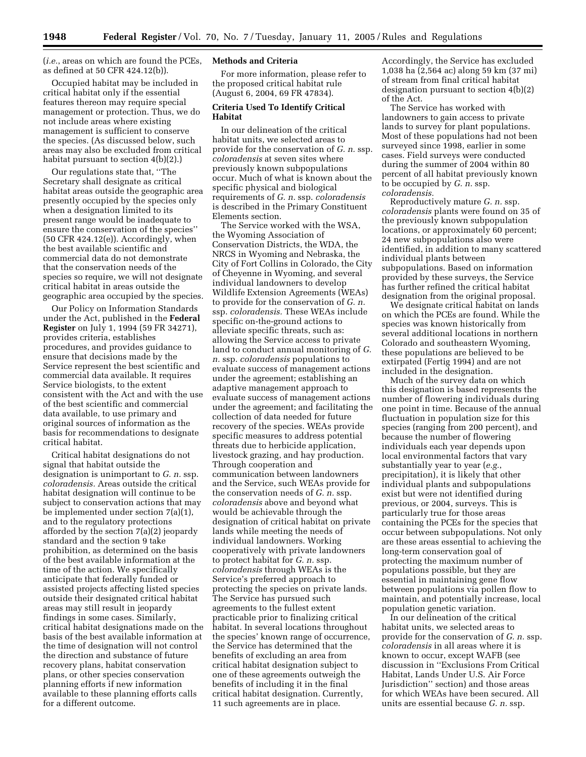(*i.e.*, areas on which are found the PCEs, as defined at 50 CFR 424.12(b)).

Occupied habitat may be included in critical habitat only if the essential features thereon may require special management or protection. Thus, we do not include areas where existing management is sufficient to conserve the species. (As discussed below, such areas may also be excluded from critical habitat pursuant to section 4(b)(2).)

Our regulations state that, ''The Secretary shall designate as critical habitat areas outside the geographic area presently occupied by the species only when a designation limited to its present range would be inadequate to ensure the conservation of the species'' (50 CFR 424.12(e)). Accordingly, when the best available scientific and commercial data do not demonstrate that the conservation needs of the species so require, we will not designate critical habitat in areas outside the geographic area occupied by the species.

Our Policy on Information Standards under the Act, published in the **Federal Register** on July 1, 1994 (59 FR 34271), provides criteria, establishes procedures, and provides guidance to ensure that decisions made by the Service represent the best scientific and commercial data available. It requires Service biologists, to the extent consistent with the Act and with the use of the best scientific and commercial data available, to use primary and original sources of information as the basis for recommendations to designate critical habitat.

Critical habitat designations do not signal that habitat outside the designation is unimportant to *G. n.* ssp. *coloradensis.* Areas outside the critical habitat designation will continue to be subject to conservation actions that may be implemented under section 7(a)(1), and to the regulatory protections afforded by the section 7(a)(2) jeopardy standard and the section 9 take prohibition, as determined on the basis of the best available information at the time of the action. We specifically anticipate that federally funded or assisted projects affecting listed species outside their designated critical habitat areas may still result in jeopardy findings in some cases. Similarly, critical habitat designations made on the basis of the best available information at the time of designation will not control the direction and substance of future recovery plans, habitat conservation plans, or other species conservation planning efforts if new information available to these planning efforts calls for a different outcome.

**Methods and Criteria**

For more information, please refer to the proposed critical habitat rule (August 6, 2004, 69 FR 47834).

**Criteria Used To Identify Critical Habitat**

In our delineation of the critical habitat units, we selected areas to provide for the conservation of *G. n.* ssp. *coloradensis* at seven sites where previously known subpopulations occur. Much of what is known about the specific physical and biological requirements of *G. n.* ssp. *coloradensis* is described in the Primary Constituent Elements section.

The Service worked with the WSA, the Wyoming Association of Conservation Districts, the WDA, the NRCS in Wyoming and Nebraska, the City of Fort Collins in Colorado, the City of Cheyenne in Wyoming, and several individual landowners to develop Wildlife Extension Agreements (WEAs) to provide for the conservation of *G. n.* ssp. *coloradensis.* These WEAs include specific on-the-ground actions to alleviate specific threats, such as: allowing the Service access to private land to conduct annual monitoring of *G. n.* ssp. *coloradensis* populations to evaluate success of management actions under the agreement; establishing an adaptive management approach to evaluate success of management actions under the agreement; and facilitating the collection of data needed for future recovery of the species. WEAs provide specific measures to address potential threats due to herbicide application, livestock grazing, and hay production. Through cooperation and communication between landowners and the Service, such WEAs provide for the conservation needs of *G. n.* ssp. *coloradensis* above and beyond what would be achievable through the designation of critical habitat on private lands while meeting the needs of individual landowners. Working cooperatively with private landowners to protect habitat for *G. n.* ssp. *coloradensis* through WEAs is the Service's preferred approach to protecting the species on private lands. The Service has pursued such agreements to the fullest extent practicable prior to finalizing critical habitat. In several locations throughout the species' known range of occurrence, the Service has determined that the benefits of excluding an area from critical habitat designation subject to one of these agreements outweigh the benefits of including it in the final critical habitat designation. Currently, 11 such agreements are in place. Accordingly, the Service has excluded 1,038 ha (2,564 ac) along 59 km (37 mi) of stream from final critical habitat designation pursuant to section 4(b)(2) of the Act.

The Service has worked with landowners to gain access to private lands to survey for plant populations. Most of these populations had not been surveyed since 1998, earlier in some cases. Field surveys were conducted during the summer of 2004 within 80 percent of all habitat previously known to be occupied by *G. n.* ssp. *coloradensis.*

Reproductively mature *G. n.* ssp. *coloradensis* plants were found on 35 of the previously known subpopulation locations, or approximately 60 percent; 24 new subpopulations also were identified, in addition to many scattered individual plants between subpopulations. Based on information provided by these surveys, the Service has further refined the critical habitat designation from the original proposal.

We designate critical habitat on lands on which the PCEs are found. While the species was known historically from several additional locations in northern Colorado and southeastern Wyoming, these populations are believed to be extirpated (Fertig 1994) and are not included in the designation.

Much of the survey data on which this designation is based represents the number of flowering individuals during one point in time. Because of the annual fluctuation in population size for this species (ranging from 200 percent), and because the number of flowering individuals each year depends upon local environmental factors that vary substantially year to year (*e.g.*, precipitation), it is likely that other individual plants and subpopulations exist but were not identified during previous, or 2004, surveys. This is particularly true for those areas containing the PCEs for the species that occur between subpopulations. Not only are these areas essential to achieving the long-term conservation goal of protecting the maximum number of populations possible, but they are essential in maintaining gene flow between populations via pollen flow to maintain, and potentially increase, local population genetic variation.

In our delineation of the critical habitat units, we selected areas to provide for the conservation of *G. n.* ssp. *coloradensis* in all areas where it is known to occur, except WAFB (see discussion in ''Exclusions From Critical Habitat, Lands Under U.S. Air Force Jurisdiction'' section) and those areas for which WEAs have been secured. All units are essential because *G. n.* ssp.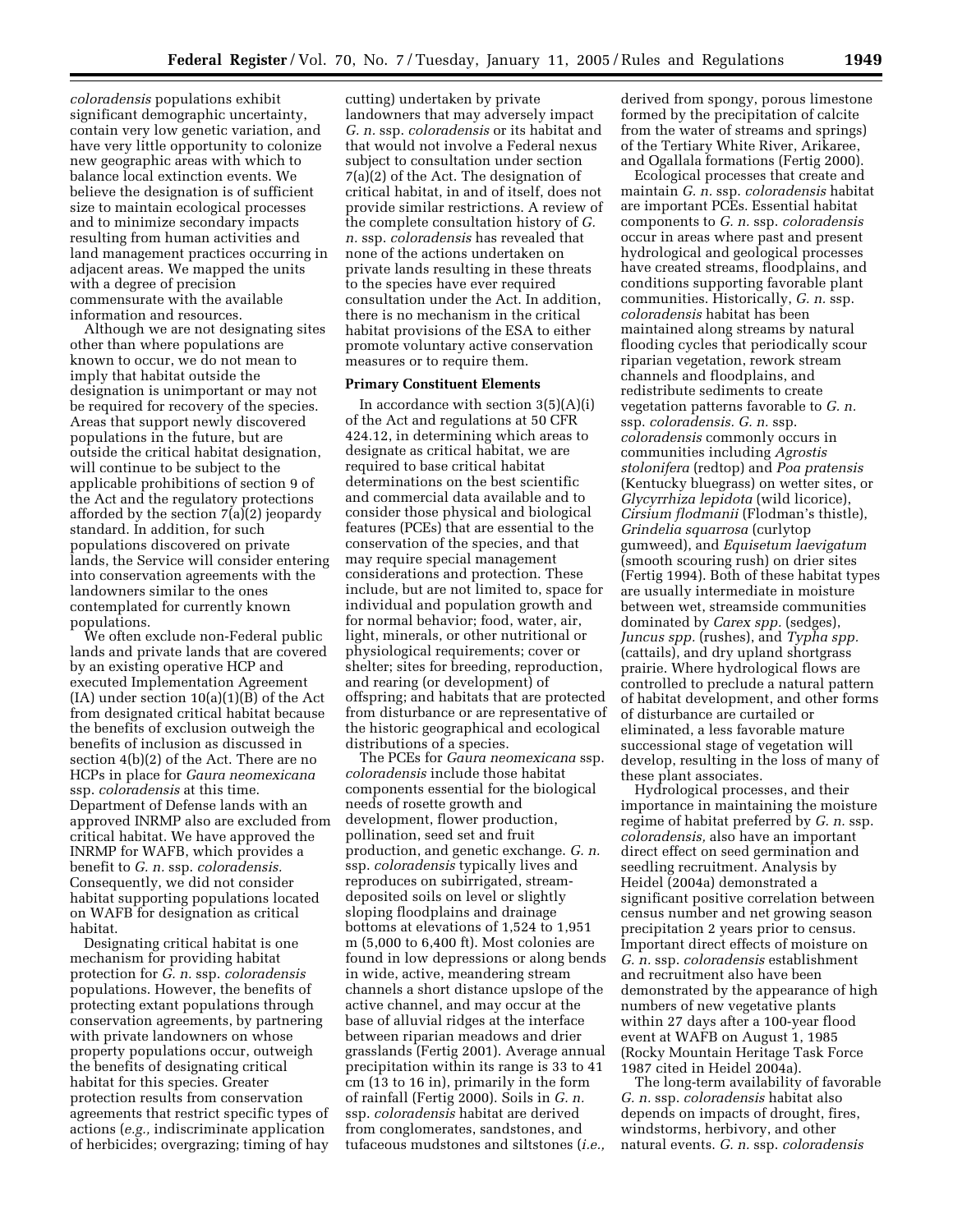*coloradensis* populations exhibit significant demographic uncertainty, contain very low genetic variation, and have very little opportunity to colonize new geographic areas with which to balance local extinction events. We believe the designation is of sufficient size to maintain ecological processes and to minimize secondary impacts resulting from human activities and land management practices occurring in adjacent areas. We mapped the units with a degree of precision commensurate with the available information and resources.

Although we are not designating sites other than where populations are known to occur, we do not mean to imply that habitat outside the designation is unimportant or may not be required for recovery of the species. Areas that support newly discovered populations in the future, but are outside the critical habitat designation, will continue to be subject to the applicable prohibitions of section 9 of the Act and the regulatory protections afforded by the section 7(a)(2) jeopardy standard. In addition, for such populations discovered on private lands, the Service will consider entering into conservation agreements with the landowners similar to the ones contemplated for currently known populations.

We often exclude non-Federal public lands and private lands that are covered by an existing operative HCP and executed Implementation Agreement (IA) under section 10(a)(1)(B) of the Act from designated critical habitat because the benefits of exclusion outweigh the benefits of inclusion as discussed in section 4(b)(2) of the Act. There are no HCPs in place for *Gaura neomexicana* ssp. *coloradensis* at this time. Department of Defense lands with an approved INRMP also are excluded from critical habitat. We have approved the INRMP for WAFB, which provides a benefit to *G. n.* ssp. *coloradensis.* Consequently, we did not consider habitat supporting populations located on WAFB for designation as critical habitat.

Designating critical habitat is one mechanism for providing habitat protection for *G. n.* ssp. *coloradensis* populations. However, the benefits of protecting extant populations through conservation agreements, by partnering with private landowners on whose property populations occur, outweigh the benefits of designating critical habitat for this species. Greater protection results from conservation agreements that restrict specific types of actions (*e.g.,* indiscriminate application of herbicides; overgrazing; timing of hay cutting) undertaken by private landowners that may adversely impact *G. n.* ssp. *coloradensis* or its habitat and that would not involve a Federal nexus subject to consultation under section 7(a)(2) of the Act. The designation of critical habitat, in and of itself, does not provide similar restrictions. A review of the complete consultation history of *G. n.* ssp. *coloradensis* has revealed that none of the actions undertaken on private lands resulting in these threats to the species have ever required consultation under the Act. In addition, there is no mechanism in the critical habitat provisions of the ESA to either promote voluntary active conservation measures or to require them.

**Primary Constituent Elements**

In accordance with section 3(5)(A)(i) of the Act and regulations at 50 CFR 424.12, in determining which areas to designate as critical habitat, we are required to base critical habitat determinations on the best scientific and commercial data available and to consider those physical and biological features (PCEs) that are essential to the conservation of the species, and that may require special management considerations and protection. These include, but are not limited to, space for individual and population growth and for normal behavior; food, water, air, light, minerals, or other nutritional or physiological requirements; cover or shelter; sites for breeding, reproduction, and rearing (or development) of offspring; and habitats that are protected from disturbance or are representative of the historic geographical and ecological distributions of a species.

The PCEs for *Gaura neomexicana* ssp. *coloradensis* include those habitat components essential for the biological needs of rosette growth and development, flower production, pollination, seed set and fruit production, and genetic exchange. *G. n.* ssp. *coloradensis* typically lives and reproduces on subirrigated, stream-deposited soils on level or slightly sloping floodplains and drainage bottoms at elevations of 1,524 to 1,951 m (5,000 to 6,400 ft). Most colonies are found in low depressions or along bends in wide, active, meandering stream channels a short distance upslope of the active channel, and may occur at the base of alluvial ridges at the interface between riparian meadows and drier grasslands (Fertig 2001). Average annual precipitation within its range is 33 to 41 cm (13 to 16 in), primarily in the form of rainfall (Fertig 2000). Soils in *G. n.* ssp. *coloradensis* habitat are derived from conglomerates, sandstones, and tufaceous mudstones and siltstones (*i.e.,* derived from spongy, porous limestone formed by the precipitation of calcite from the water of streams and springs) of the Tertiary White River, Arikaree, and Ogallala formations (Fertig 2000).

Ecological processes that create and maintain *G. n.* ssp. *coloradensis* habitat are important PCEs. Essential habitat components to *G. n.* ssp. *coloradensis* occur in areas where past and present hydrological and geological processes have created streams, floodplains, and conditions supporting favorable plant communities. Historically, *G. n.* ssp. *coloradensis* habitat has been maintained along streams by natural flooding cycles that periodically scour riparian vegetation, rework stream channels and floodplains, and redistribute sediments to create vegetation patterns favorable to *G. n.* ssp. *coloradensis. G. n.* ssp. *coloradensis* commonly occurs in communities including *Agrostis stolonifera* (redtop) and *Poa pratensis* (Kentucky bluegrass) on wetter sites, or *Glycyrrhiza lepidota* (wild licorice), *Cirsium flodmanii* (Flodman's thistle), *Grindelia squarrosa* (curlytop gumweed), and *Equisetum laevigatum* (smooth scouring rush) on drier sites (Fertig 1994). Both of these habitat types are usually intermediate in moisture between wet, streamside communities dominated by *Carex spp.* (sedges), *Juncus spp.* (rushes), and *Typha spp.* (cattails), and dry upland shortgrass prairie. Where hydrological flows are controlled to preclude a natural pattern of habitat development, and other forms of disturbance are curtailed or eliminated, a less favorable mature successional stage of vegetation will develop, resulting in the loss of many of these plant associates.

Hydrological processes, and their importance in maintaining the moisture regime of habitat preferred by *G. n.* ssp. *coloradensis,* also have an important direct effect on seed germination and seedling recruitment. Analysis by Heidel (2004a) demonstrated a significant positive correlation between census number and net growing season precipitation 2 years prior to census. Important direct effects of moisture on *G. n.* ssp. *coloradensis* establishment and recruitment also have been demonstrated by the appearance of high numbers of new vegetative plants within 27 days after a 100-year flood event at WAFB on August 1, 1985 (Rocky Mountain Heritage Task Force 1987 cited in Heidel 2004a).

The long-term availability of favorable *G. n.* ssp. *coloradensis* habitat also depends on impacts of drought, fires, windstorms, herbivory, and other natural events. *G. n.* ssp. *coloradensis*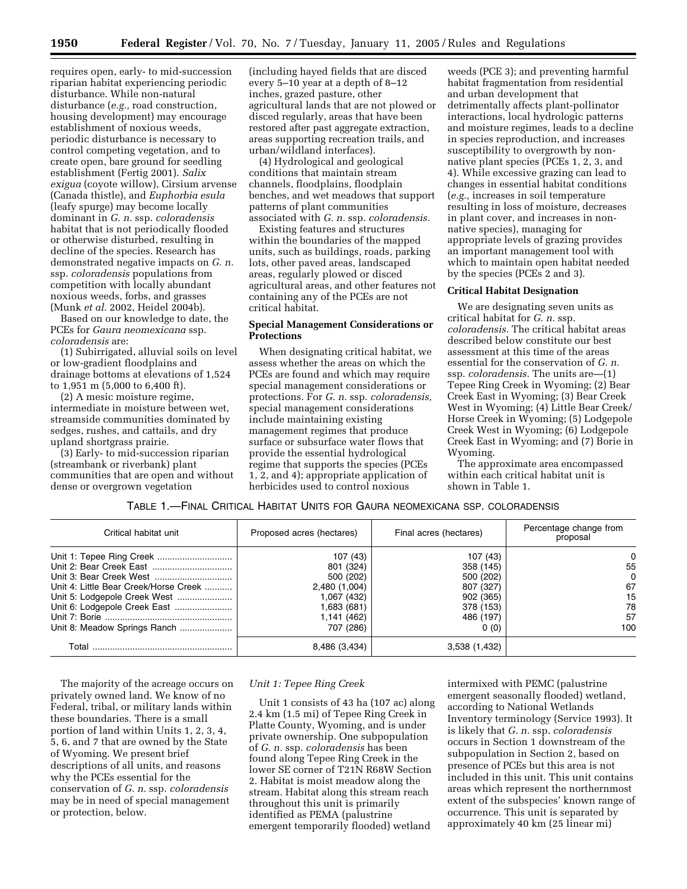requires open, early- to mid-succession riparian habitat experiencing periodic disturbance. While non-natural disturbance (*e.g.,* road construction, housing development) may encourage establishment of noxious weeds, periodic disturbance is necessary to control competing vegetation, and to create open, bare ground for seedling establishment (Fertig 2001). *Salix exigua* (coyote willow), Cirsium arvense (Canada thistle), and *Euphorbia esula* (leafy spurge) may become locally dominant in *G. n.* ssp. *coloradensis* habitat that is not periodically flooded or otherwise disturbed, resulting in decline of the species. Research has demonstrated negative impacts on *G. n.* ssp. *coloradensis* populations from competition with locally abundant noxious weeds, forbs, and grasses (Munk *et al.* 2002, Heidel 2004b).

Based on our knowledge to date, the PCEs for *Gaura neomexicana* ssp. *coloradensis* are:

(1) Subirrigated, alluvial soils on level or low-gradient floodplains and drainage bottoms at elevations of 1,524 to 1,951 m (5,000 to 6,400 ft).

(2) A mesic moisture regime, intermediate in moisture between wet, streamside communities dominated by sedges, rushes, and cattails, and dry upland shortgrass prairie.

(3) Early- to mid-succession riparian (streambank or riverbank) plant communities that are open and without dense or overgrown vegetation (including hayed fields that are disced every 5–10 year at a depth of 8–12 inches, grazed pasture, other agricultural lands that are not plowed or disced regularly, areas that have been restored after past aggregate extraction, areas supporting recreation trails, and urban/wildland interfaces).

(4) Hydrological and geological conditions that maintain stream channels, floodplains, floodplain benches, and wet meadows that support patterns of plant communities associated with *G. n.* ssp. *coloradensis.*

Existing features and structures within the boundaries of the mapped units, such as buildings, roads, parking lots, other paved areas, landscaped areas, regularly plowed or disced agricultural areas, and other features not containing any of the PCEs are not critical habitat.

### Special Management Considerations or Protections

When designating critical habitat, we assess whether the areas on which the PCEs are found and which may require special management considerations or protections. For *G. n.* ssp. *coloradensis,* special management considerations include maintaining existing management regimes that produce surface or subsurface water flows that provide the essential hydrological regime that supports the species (PCEs 1, 2, and 4); appropriate application of herbicides used to control noxious weeds (PCE 3); and preventing harmful habitat fragmentation from residential and urban development that detrimentally affects plant-pollinator interactions, local hydrologic patterns and moisture regimes, leads to a decline in species reproduction, and increases susceptibility to overgrowth by non-native plant species (PCEs 1, 2, 3, and 4). While excessive grazing can lead to changes in essential habitat conditions (*e.g.,* increases in soil temperature resulting in loss of moisture, decreases in plant cover, and increases in non-native species), managing for appropriate levels of grazing provides an important management tool with which to maintain open habitat needed by the species (PCEs 2 and 3).

### Critical Habitat Designation

We are designating seven units as critical habitat for *G. n.* ssp. *coloradensis.* The critical habitat areas described below constitute our best assessment at this time of the areas essential for the conservation of *G. n.* ssp. *coloradensis.* The units are—(1) Tepee Ring Creek in Wyoming; (2) Bear Creek East in Wyoming; (3) Bear Creek West in Wyoming; (4) Little Bear Creek/ Horse Creek in Wyoming; (5) Lodgepole Creek West in Wyoming; (6) Lodgepole Creek East in Wyoming; and (7) Borie in Wyoming.

The approximate area encompassed within each critical habitat unit is shown in Table 1.

TABLE 1.—FINAL CRITICAL HABITAT UNITS FOR GAURA NEOMEXICANA SSP. COLORADENSIS

| Critical habitat unit | Proposed acres (hectares) | Final acres (hectares) | Percentage change from proposal |
|---|---|---|---|
| Unit 1: Tepee Ring Creek | 107 (43) | 107 (43) | 0 |
| Unit 2: Bear Creek East | 801 (324) | 358 (145) | 55 |
| Unit 3: Bear Creek West | 500 (202) | 500 (202) | 0 |
| Unit 4: Little Bear Creek/Horse Creek | 2,480 (1,004) | 807 (327) | 67 |
| Unit 5: Lodgepole Creek West | 1,067 (432) | 902 (365) | 15 |
| Unit 6: Lodgepole Creek East | 1,683 (681) | 378 (153) | 78 |
| Unit 7: Borie | 1,141 (462) | 486 (197) | 57 |
| Unit 8: Meadow Springs Ranch | 707 (286) | 0 (0) | 100 |
| Total | 8,486 (3,434) | 3,538 (1,432) | |

The majority of the acreage occurs on privately owned land. We know of no Federal, tribal, or military lands within these boundaries. There is a small portion of land within Units 1, 2, 3, 4, 5, 6, and 7 that are owned by the State of Wyoming. We present brief descriptions of all units, and reasons why the PCEs essential for the conservation of *G. n.* ssp. *coloradensis* may be in need of special management or protection, below.

#### *Unit 1: Tepee Ring Creek*

Unit 1 consists of 43 ha (107 ac) along 2.4 km (1.5 mi) of Tepee Ring Creek in Platte County, Wyoming, and is under private ownership. One subpopulation of *G. n.* ssp. *coloradensis* has been found along Tepee Ring Creek in the lower SE corner of T21N R68W Section 2. Habitat is moist meadow along the stream. Habitat along this stream reach throughout this unit is primarily identified as PEMA (palustrine emergent temporarily flooded) wetland intermixed with PEMC (palustrine emergent seasonally flooded) wetland, according to National Wetlands Inventory terminology (Service 1993). It is likely that *G. n.* ssp. *coloradensis* occurs in Section 1 downstream of the subpopulation in Section 2, based on presence of PCEs but this area is not included in this unit. This unit contains areas which represent the northernmost extent of the subspecies' known range of occurrence. This unit is separated by approximately 40 km (25 linear mi)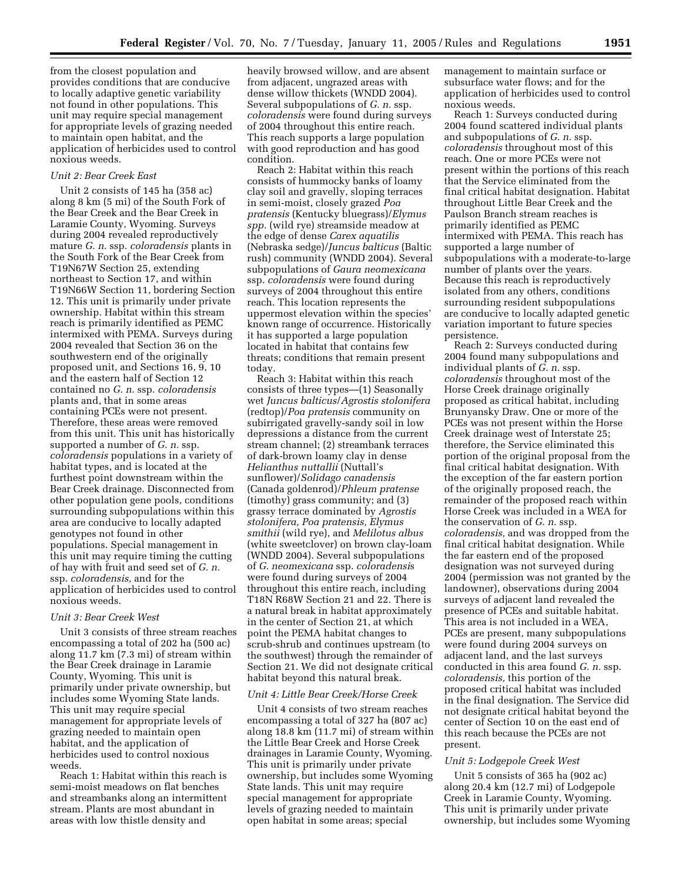from the closest population and provides conditions that are conducive to locally adaptive genetic variability not found in other populations. This unit may require special management for appropriate levels of grazing needed to maintain open habitat, and the application of herbicides used to control noxious weeds.

*Unit 2: Bear Creek East*

Unit 2 consists of 145 ha (358 ac) along 8 km (5 mi) of the South Fork of the Bear Creek and the Bear Creek in Laramie County, Wyoming. Surveys during 2004 revealed reproductively mature *G. n.* ssp. *coloradensis* plants in the South Fork of the Bear Creek from T19N67W Section 25, extending northeast to Section 17, and within T19N66W Section 11, bordering Section 12. This unit is primarily under private ownership. Habitat within this stream reach is primarily identified as PEMC intermixed with PEMA. Surveys during 2004 revealed that Section 36 on the southwestern end of the originally proposed unit, and Sections 16, 9, 10 and the eastern half of Section 12 contained no *G. n.* ssp. *coloradensis* plants and, that in some areas containing PCEs were not present. Therefore, these areas were removed from this unit. This unit has historically supported a number of *G. n.* ssp. *coloradensis* populations in a variety of habitat types, and is located at the furthest point downstream within the Bear Creek drainage. Disconnected from other population gene pools, conditions surrounding subpopulations within this area are conducive to locally adapted genotypes not found in other populations. Special management in this unit may require timing the cutting of hay with fruit and seed set of *G. n.* ssp. *coloradensis,* and for the application of herbicides used to control noxious weeds.

*Unit 3: Bear Creek West*

Unit 3 consists of three stream reaches encompassing a total of 202 ha (500 ac) along 11.7 km (7.3 mi) of stream within the Bear Creek drainage in Laramie County, Wyoming. This unit is primarily under private ownership, but includes some Wyoming State lands. This unit may require special management for appropriate levels of grazing needed to maintain open habitat, and the application of herbicides used to control noxious weeds.

Reach 1: Habitat within this reach is semi-moist meadows on flat benches and streambanks along an intermittent stream. Plants are most abundant in areas with low thistle density and heavily browsed willow, and are absent from adjacent, ungrazed areas with dense willow thickets (WNDD 2004). Several subpopulations of *G. n.* ssp. *coloradensis* were found during surveys of 2004 throughout this entire reach. This reach supports a large population with good reproduction and has good condition.

Reach 2: Habitat within this reach consists of hummocky banks of loamy clay soil and gravelly, sloping terraces in semi-moist, closely grazed *Poa pratensis* (Kentucky bluegrass)/*Elymus spp.* (wild rye) streamside meadow at the edge of dense *Carex aquatilis* (Nebraska sedge)/*Juncus balticus* (Baltic rush) community (WNDD 2004). Several subpopulations of *Gaura neomexicana* ssp. *coloradensis* were found during surveys of 2004 throughout this entire reach. This location represents the uppermost elevation within the species' known range of occurrence. Historically it has supported a large population located in habitat that contains few threats; conditions that remain present today.

Reach 3: Habitat within this reach consists of three types—(1) Seasonally wet *Juncus balticus*/*Agrostis stolonifera* (redtop)/*Poa pratensis* community on subirrigated gravelly-sandy soil in low depressions a distance from the current stream channel; (2) streambank terraces of dark-brown loamy clay in dense *Helianthus nuttallii* (Nuttall's sunflower)/*Solidago canadensis* (Canada goldenrod)/*Phleum pratense* (timothy) grass community; and (3) grassy terrace dominated by *Agrostis stolonifera, Poa pratensis, Elymus smithii* (wild rye), and *Melilotus albus* (white sweetclover) on brown clay-loam (WNDD 2004). Several subpopulations of *G. neomexicana* ssp. *coloradensis* were found during surveys of 2004 throughout this entire reach, including T18N R68W Section 21 and 22. There is a natural break in habitat approximately in the center of Section 21, at which point the PEMA habitat changes to scrub-shrub and continues upstream (to the southwest) through the remainder of Section 21. We did not designate critical habitat beyond this natural break.

*Unit 4: Little Bear Creek/Horse Creek*

Unit 4 consists of two stream reaches encompassing a total of 327 ha (807 ac) along 18.8 km (11.7 mi) of stream within the Little Bear Creek and Horse Creek drainages in Laramie County, Wyoming. This unit is primarily under private ownership, but includes some Wyoming State lands. This unit may require special management for appropriate levels of grazing needed to maintain open habitat in some areas; special management to maintain surface or subsurface water flows; and for the application of herbicides used to control noxious weeds.

Reach 1: Surveys conducted during 2004 found scattered individual plants and subpopulations of *G. n.* ssp. *coloradensis* throughout most of this reach. One or more PCEs were not present within the portions of this reach that the Service eliminated from the final critical habitat designation. Habitat throughout Little Bear Creek and the Paulson Branch stream reaches is primarily identified as PEMC intermixed with PEMA. This reach has supported a large number of subpopulations with a moderate-to-large number of plants over the years. Because this reach is reproductively isolated from any others, conditions surrounding resident subpopulations are conducive to locally adapted genetic variation important to future species persistence.

Reach 2: Surveys conducted during 2004 found many subpopulations and individual plants of *G. n.* ssp. *coloradensis* throughout most of the Horse Creek drainage originally proposed as critical habitat, including Brunyansky Draw. One or more of the PCEs was not present within the Horse Creek drainage west of Interstate 25; therefore, the Service eliminated this portion of the original proposal from the final critical habitat designation. With the exception of the far eastern portion of the originally proposed reach, the remainder of the proposed reach within Horse Creek was included in a WEA for the conservation of *G. n.* ssp. *coloradensis,* and was dropped from the final critical habitat designation. While the far eastern end of the proposed designation was not surveyed during 2004 (permission was not granted by the landowner), observations during 2004 surveys of adjacent land revealed the presence of PCEs and suitable habitat. This area is not included in a WEA, PCEs are present, many subpopulations were found during 2004 surveys on adjacent land, and the last surveys conducted in this area found *G. n.* ssp. *coloradensis,* this portion of the proposed critical habitat was included in the final designation. The Service did not designate critical habitat beyond the center of Section 10 on the east end of this reach because the PCEs are not present.

*Unit 5: Lodgepole Creek West*

Unit 5 consists of 365 ha (902 ac) along 20.4 km (12.7 mi) of Lodgepole Creek in Laramie County, Wyoming. This unit is primarily under private ownership, but includes some Wyoming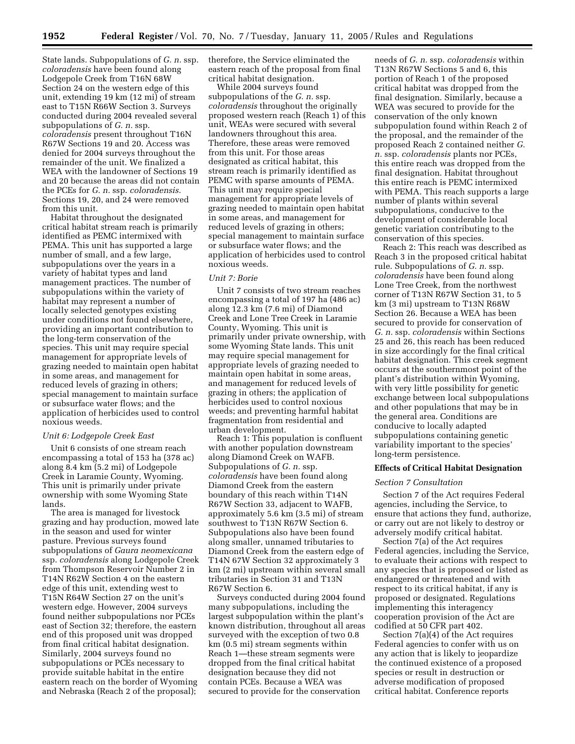State lands. Subpopulations of *G. n.* ssp. *coloradensis* have been found along Lodgepole Creek from T16N 68W Section 24 on the western edge of this unit, extending 19 km (12 mi) of stream east to T15N R66W Section 3. Surveys conducted during 2004 revealed several subpopulations of *G. n.* ssp. *coloradensis* present throughout T16N R67W Sections 19 and 20. Access was denied for 2004 surveys throughout the remainder of the unit. We finalized a WEA with the landowner of Sections 19 and 20 because the areas did not contain the PCEs for *G. n.* ssp. *coloradensis.* Sections 19, 20, and 24 were removed from this unit.

Habitat throughout the designated critical habitat stream reach is primarily identified as PEMC intermixed with PEMA. This unit has supported a large number of small, and a few large, subpopulations over the years in a variety of habitat types and land management practices. The number of subpopulations within the variety of habitat may represent a number of locally selected genotypes existing under conditions not found elsewhere, providing an important contribution to the long-term conservation of the species. This unit may require special management for appropriate levels of grazing needed to maintain open habitat in some areas, and management for reduced levels of grazing in others; special management to maintain surface or subsurface water flows; and the application of herbicides used to control noxious weeds.

### *Unit 6: Lodgepole Creek East*

Unit 6 consists of one stream reach encompassing a total of 153 ha (378 ac) along 8.4 km (5.2 mi) of Lodgepole Creek in Laramie County, Wyoming. This unit is primarily under private ownership with some Wyoming State lands.

The area is managed for livestock grazing and hay production, mowed late in the season and used for winter pasture. Previous surveys found subpopulations of *Gaura neomexicana* ssp. *coloradensis* along Lodgepole Creek from Thompson Reservoir Number 2 in T14N R62W Section 4 on the eastern edge of this unit, extending west to T15N R64W Section 27 on the unit's western edge. However, 2004 surveys found neither subpopulations nor PCEs east of Section 32; therefore, the eastern end of this proposed unit was dropped from final critical habitat designation. Similarly, 2004 surveys found no subpopulations or PCEs necessary to provide suitable habitat in the entire eastern reach on the border of Wyoming and Nebraska (Reach 2 of the proposal); therefore, the Service eliminated the eastern reach of the proposal from final critical habitat designation.

While 2004 surveys found subpopulations of the *G. n.* ssp. *coloradensis* throughout the originally proposed western reach (Reach 1) of this unit, WEAs were secured with several landowners throughout this area. Therefore, these areas were removed from this unit. For those areas designated as critical habitat, this stream reach is primarily identified as PEMC with sparse amounts of PEMA. This unit may require special management for appropriate levels of grazing needed to maintain open habitat in some areas, and management for reduced levels of grazing in others; special management to maintain surface or subsurface water flows; and the application of herbicides used to control noxious weeds.

### *Unit 7: Borie*

Unit 7 consists of two stream reaches encompassing a total of 197 ha (486 ac) along 12.3 km (7.6 mi) of Diamond Creek and Lone Tree Creek in Laramie County, Wyoming. This unit is primarily under private ownership, with some Wyoming State lands. This unit may require special management for appropriate levels of grazing needed to maintain open habitat in some areas, and management for reduced levels of grazing in others; the application of herbicides used to control noxious weeds; and preventing harmful habitat fragmentation from residential and urban development.

Reach 1: This population is confluent with another population downstream along Diamond Creek on WAFB. Subpopulations of *G. n.* ssp. *coloradensis* have been found along Diamond Creek from the eastern boundary of this reach within T14N R67W Section 33, adjacent to WAFB, approximately 5.6 km (3.5 mi) of stream southwest to T13N R67W Section 6. Subpopulations also have been found along smaller, unnamed tributaries to Diamond Creek from the eastern edge of T14N 67W Section 32 approximately 3 km (2 mi) upstream within several small tributaries in Section 31 and T13N R67W Section 6.

Surveys conducted during 2004 found many subpopulations, including the largest subpopulation within the plant's known distribution, throughout all areas surveyed with the exception of two 0.8 km (0.5 mi) stream segments within Reach 1—these stream segments were dropped from the final critical habitat designation because they did not contain PCEs. Because a WEA was secured to provide for the conservation needs of *G. n.* ssp. *coloradensis* within T13N R67W Sections 5 and 6, this portion of Reach 1 of the proposed critical habitat was dropped from the final designation. Similarly, because a WEA was secured to provide for the conservation of the only known subpopulation found within Reach 2 of the proposal, and the remainder of the proposed Reach 2 contained neither *G. n.* ssp. *coloradensis* plants nor PCEs, this entire reach was dropped from the final designation. Habitat throughout this entire reach is PEMC intermixed with PEMA. This reach supports a large number of plants within several subpopulations, conducive to the development of considerable local genetic variation contributing to the conservation of this species.

Reach 2: This reach was described as Reach 3 in the proposed critical habitat rule. Subpopulations of *G. n.* ssp. *coloradensis* have been found along Lone Tree Creek, from the northwest corner of T13N R67W Section 31, to 5 km (3 mi) upstream to T13N R68W Section 26. Because a WEA has been secured to provide for conservation of *G. n.* ssp. *coloradensis* within Sections 25 and 26, this reach has been reduced in size accordingly for the final critical habitat designation. This creek segment occurs at the southernmost point of the plant's distribution within Wyoming, with very little possibility for genetic exchange between local subpopulations and other populations that may be in the general area. Conditions are conducive to locally adapted subpopulations containing genetic variability important to the species' long-term persistence.

## Effects of Critical Habitat Designation

### *Section 7 Consultation*

Section 7 of the Act requires Federal agencies, including the Service, to ensure that actions they fund, authorize, or carry out are not likely to destroy or adversely modify critical habitat.

Section 7(a) of the Act requires Federal agencies, including the Service, to evaluate their actions with respect to any species that is proposed or listed as endangered or threatened and with respect to its critical habitat, if any is proposed or designated. Regulations implementing this interagency cooperation provision of the Act are codified at 50 CFR part 402.

Section 7(a)(4) of the Act requires Federal agencies to confer with us on any action that is likely to jeopardize the continued existence of a proposed species or result in destruction or adverse modification of proposed critical habitat. Conference reports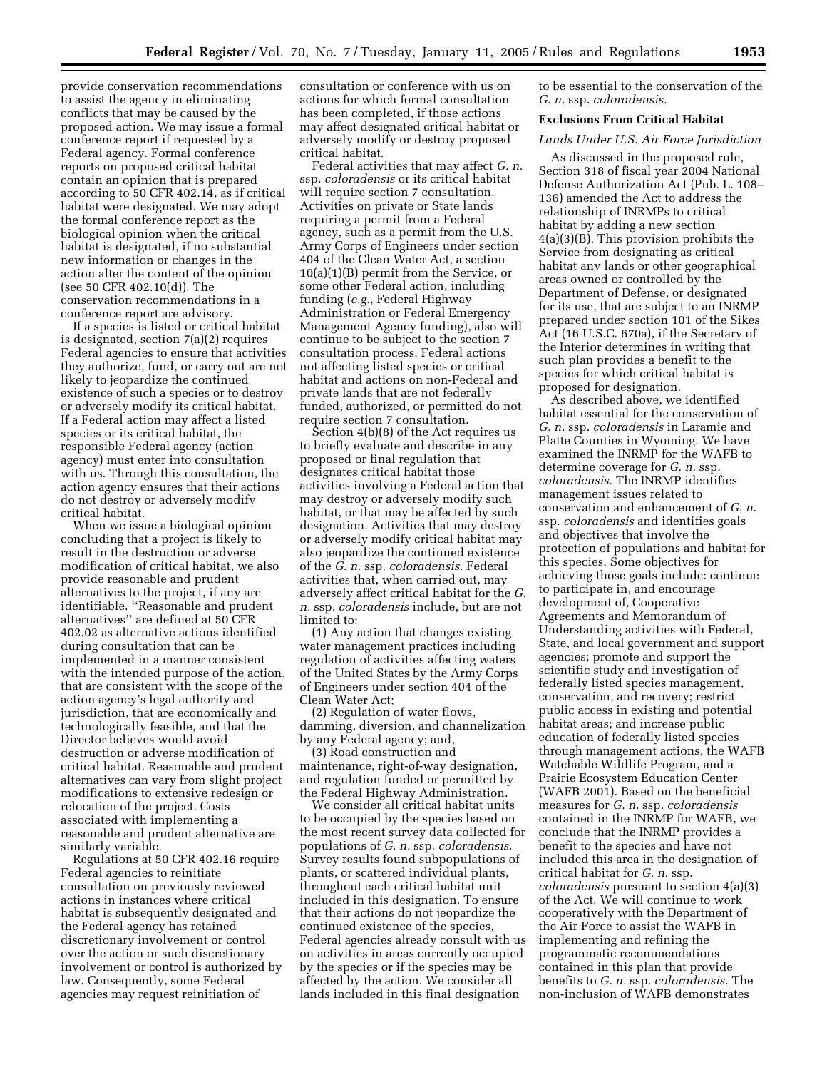provide conservation recommendations to assist the agency in eliminating conflicts that may be caused by the proposed action. We may issue a formal conference report if requested by a Federal agency. Formal conference reports on proposed critical habitat contain an opinion that is prepared according to 50 CFR 402.14, as if critical habitat were designated. We may adopt the formal conference report as the biological opinion when the critical habitat is designated, if no substantial new information or changes in the action alter the content of the opinion (see 50 CFR 402.10(d)). The conservation recommendations in a conference report are advisory.

If a species is listed or critical habitat is designated, section 7(a)(2) requires Federal agencies to ensure that activities they authorize, fund, or carry out are not likely to jeopardize the continued existence of such a species or to destroy or adversely modify its critical habitat. If a Federal action may affect a listed species or its critical habitat, the responsible Federal agency (action agency) must enter into consultation with us. Through this consultation, the action agency ensures that their actions do not destroy or adversely modify critical habitat.

When we issue a biological opinion concluding that a project is likely to result in the destruction or adverse modification of critical habitat, we also provide reasonable and prudent alternatives to the project, if any are identifiable. ''Reasonable and prudent alternatives'' are defined at 50 CFR 402.02 as alternative actions identified during consultation that can be implemented in a manner consistent with the intended purpose of the action, that are consistent with the scope of the action agency's legal authority and jurisdiction, that are economically and technologically feasible, and that the Director believes would avoid destruction or adverse modification of critical habitat. Reasonable and prudent alternatives can vary from slight project modifications to extensive redesign or relocation of the project. Costs associated with implementing a reasonable and prudent alternative are similarly variable.

Regulations at 50 CFR 402.16 require Federal agencies to reinitiate consultation on previously reviewed actions in instances where critical habitat is subsequently designated and the Federal agency has retained discretionary involvement or control over the action or such discretionary involvement or control is authorized by law. Consequently, some Federal agencies may request reinitiation of consultation or conference with us on actions for which formal consultation has been completed, if those actions may affect designated critical habitat or adversely modify or destroy proposed critical habitat.

Federal activities that may affect *G. n.* ssp. *coloradensis* or its critical habitat will require section 7 consultation. Activities on private or State lands requiring a permit from a Federal agency, such as a permit from the U.S. Army Corps of Engineers under section 404 of the Clean Water Act, a section 10(a)(1)(B) permit from the Service, or some other Federal action, including funding (*e.g.*, Federal Highway Administration or Federal Emergency Management Agency funding), also will continue to be subject to the section 7 consultation process. Federal actions not affecting listed species or critical habitat and actions on non-Federal and private lands that are not federally funded, authorized, or permitted do not require section 7 consultation.

Section 4(b)(8) of the Act requires us to briefly evaluate and describe in any proposed or final regulation that designates critical habitat those activities involving a Federal action that may destroy or adversely modify such habitat, or that may be affected by such designation. Activities that may destroy or adversely modify critical habitat may also jeopardize the continued existence of the *G. n.* ssp. *coloradensis.* Federal activities that, when carried out, may adversely affect critical habitat for the *G. n.* ssp. *coloradensis* include, but are not limited to:

(1) Any action that changes existing water management practices including regulation of activities affecting waters of the United States by the Army Corps of Engineers under section 404 of the Clean Water Act;

(2) Regulation of water flows, damming, diversion, and channelization by any Federal agency; and,

(3) Road construction and maintenance, right-of-way designation, and regulation funded or permitted by the Federal Highway Administration.

We consider all critical habitat units to be occupied by the species based on the most recent survey data collected for populations of *G. n.* ssp. *coloradensis.* Survey results found subpopulations of plants, or scattered individual plants, throughout each critical habitat unit included in this designation. To ensure that their actions do not jeopardize the continued existence of the species, Federal agencies already consult with us on activities in areas currently occupied by the species or if the species may be affected by the action. We consider all lands included in this final designation to be essential to the conservation of the *G. n.* ssp. *coloradensis.*

## Exclusions From Critical Habitat

### *Lands Under U.S. Air Force Jurisdiction*

As discussed in the proposed rule, Section 318 of fiscal year 2004 National Defense Authorization Act (Pub. L. 108–136) amended the Act to address the relationship of INRMPs to critical habitat by adding a new section 4(a)(3)(B). This provision prohibits the Service from designating as critical habitat any lands or other geographical areas owned or controlled by the Department of Defense, or designated for its use, that are subject to an INRMP prepared under section 101 of the Sikes Act (16 U.S.C. 670a), if the Secretary of the Interior determines in writing that such plan provides a benefit to the species for which critical habitat is proposed for designation.

As described above, we identified habitat essential for the conservation of *G. n.* ssp. *coloradensis* in Laramie and Platte Counties in Wyoming. We have examined the INRMP for the WAFB to determine coverage for *G. n.* ssp. *coloradensis.* The INRMP identifies management issues related to conservation and enhancement of *G. n.* ssp. *coloradensis* and identifies goals and objectives that involve the protection of populations and habitat for this species. Some objectives for achieving those goals include: continue to participate in, and encourage development of, Cooperative Agreements and Memorandum of Understanding activities with Federal, State, and local government and support agencies; promote and support the scientific study and investigation of federally listed species management, conservation, and recovery; restrict public access in existing and potential habitat areas; and increase public education of federally listed species through management actions, the WAFB Watchable Wildlife Program, and a Prairie Ecosystem Education Center (WAFB 2001). Based on the beneficial measures for *G. n.* ssp. *coloradensis* contained in the INRMP for WAFB, we conclude that the INRMP provides a benefit to the species and have not included this area in the designation of critical habitat for *G. n.* ssp. *coloradensis* pursuant to section 4(a)(3) of the Act. We will continue to work cooperatively with the Department of the Air Force to assist the WAFB in implementing and refining the programmatic recommendations contained in this plan that provide benefits to *G. n.* ssp. *coloradensis.* The non-inclusion of WAFB demonstrates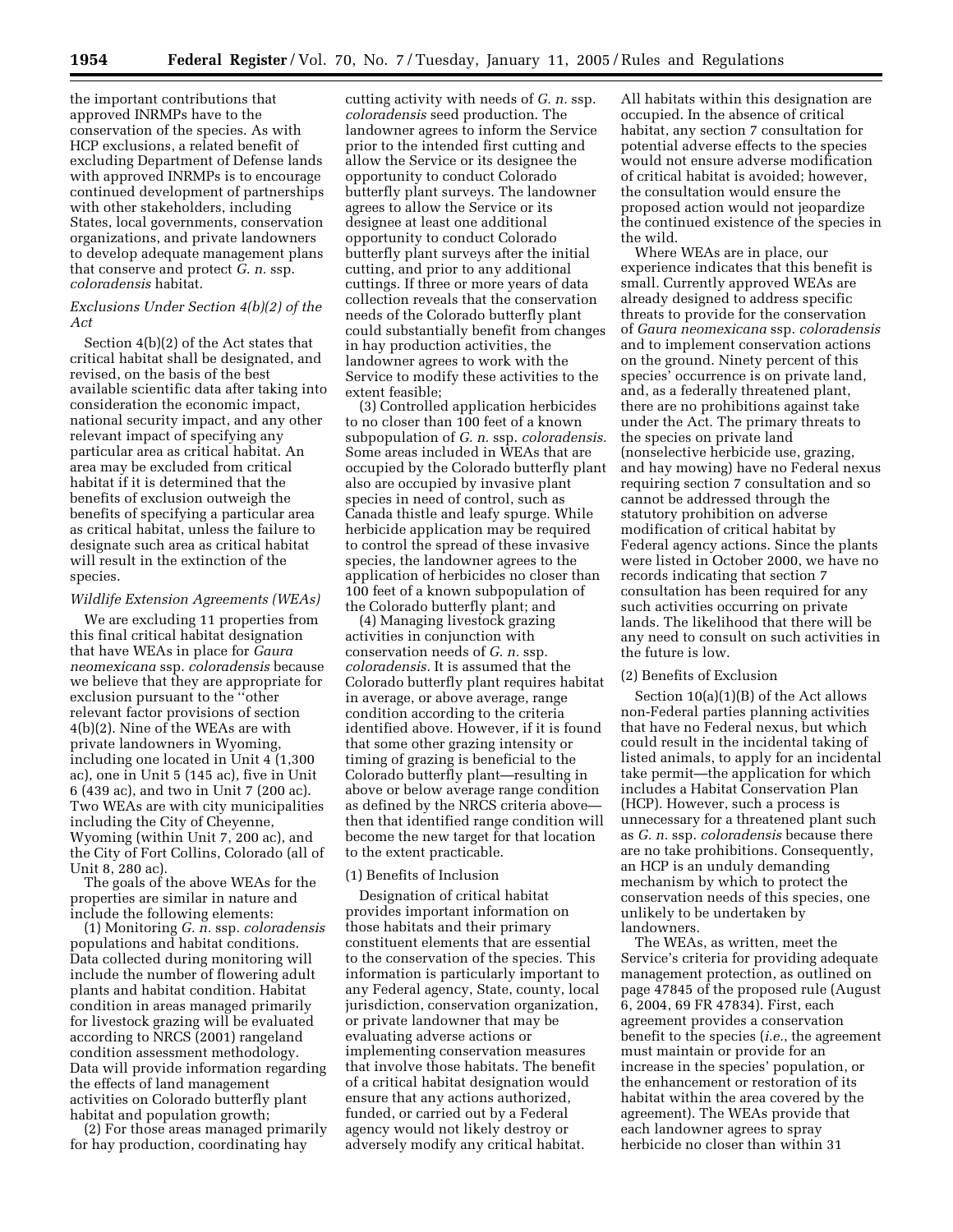the important contributions that approved INRMPs have to the conservation of the species. As with HCP exclusions, a related benefit of excluding Department of Defense lands with approved INRMPs is to encourage continued development of partnerships with other stakeholders, including States, local governments, conservation organizations, and private landowners to develop adequate management plans that conserve and protect *G. n.* ssp. *coloradensis* habitat.

### *Exclusions Under Section 4(b)(2) of the Act*

Section 4(b)(2) of the Act states that critical habitat shall be designated, and revised, on the basis of the best available scientific data after taking into consideration the economic impact, national security impact, and any other relevant impact of specifying any particular area as critical habitat. An area may be excluded from critical habitat if it is determined that the benefits of exclusion outweigh the benefits of specifying a particular area as critical habitat, unless the failure to designate such area as critical habitat will result in the extinction of the species.

### *Wildlife Extension Agreements (WEAs)*

We are excluding 11 properties from this final critical habitat designation that have WEAs in place for *Gaura neomexicana* ssp. *coloradensis* because we believe that they are appropriate for exclusion pursuant to the "other relevant factor provisions of section 4(b)(2). Nine of the WEAs are with private landowners in Wyoming, including one located in Unit 4 (1,300 ac), one in Unit 5 (145 ac), five in Unit 6 (439 ac), and two in Unit 7 (200 ac). Two WEAs are with city municipalities including the City of Cheyenne, Wyoming (within Unit 7, 200 ac), and the City of Fort Collins, Colorado (all of Unit 8, 280 ac).

The goals of the above WEAs for the properties are similar in nature and include the following elements:

(1) Monitoring *G. n.* ssp. *coloradensis* populations and habitat conditions. Data collected during monitoring will include the number of flowering adult plants and habitat condition. Habitat condition in areas managed primarily for livestock grazing will be evaluated according to NRCS (2001) rangeland condition assessment methodology. Data will provide information regarding the effects of land management activities on Colorado butterfly plant habitat and population growth;

(2) For those areas managed primarily for hay production, coordinating hay cutting activity with needs of *G. n.* ssp. *coloradensis* seed production. The landowner agrees to inform the Service prior to the intended first cutting and allow the Service or its designee the opportunity to conduct Colorado butterfly plant surveys. The landowner agrees to allow the Service or its designee at least one additional opportunity to conduct Colorado butterfly plant surveys after the initial cutting, and prior to any additional cuttings. If three or more years of data collection reveals that the conservation needs of the Colorado butterfly plant could substantially benefit from changes in hay production activities, the landowner agrees to work with the Service to modify these activities to the extent feasible;

(3) Controlled application herbicides to no closer than 100 feet of a known subpopulation of *G. n.* ssp. *coloradensis.* Some areas included in WEAs that are occupied by the Colorado butterfly plant also are occupied by invasive plant species in need of control, such as Canada thistle and leafy spurge. While herbicide application may be required to control the spread of these invasive species, the landowner agrees to the application of herbicides no closer than 100 feet of a known subpopulation of the Colorado butterfly plant; and

(4) Managing livestock grazing activities in conjunction with conservation needs of *G. n.* ssp. *coloradensis.* It is assumed that the Colorado butterfly plant requires habitat in average, or above average, range condition according to the criteria identified above. However, if it is found that some other grazing intensity or timing of grazing is beneficial to the Colorado butterfly plant—resulting in above or below average range condition as defined by the NRCS criteria above—then that identified range condition will become the new target for that location to the extent practicable.

#### (1) Benefits of Inclusion

Designation of critical habitat provides important information on those habitats and their primary constituent elements that are essential to the conservation of the species. This information is particularly important to any Federal agency, State, county, local jurisdiction, conservation organization, or private landowner that may be evaluating adverse actions or implementing conservation measures that involve those habitats. The benefit of a critical habitat designation would ensure that any actions authorized, funded, or carried out by a Federal agency would not likely destroy or adversely modify any critical habitat. All habitats within this designation are occupied. In the absence of critical habitat, any section 7 consultation for potential adverse effects to the species would not ensure adverse modification of critical habitat is avoided; however, the consultation would ensure the proposed action would not jeopardize the continued existence of the species in the wild.

Where WEAs are in place, our experience indicates that this benefit is small. Currently approved WEAs are already designed to address specific threats to provide for the conservation of *Gaura neomexicana* ssp. *coloradensis* and to implement conservation actions on the ground. Ninety percent of this species' occurrence is on private land, and, as a federally threatened plant, there are no prohibitions against take under the Act. The primary threats to the species on private land (nonselective herbicide use, grazing, and hay mowing) have no Federal nexus requiring section 7 consultation and so cannot be addressed through the statutory prohibition on adverse modification of critical habitat by Federal agency actions. Since the plants were listed in October 2000, we have no records indicating that section 7 consultation has been required for any such activities occurring on private lands. The likelihood that there will be any need to consult on such activities in the future is low.

#### (2) Benefits of Exclusion

Section 10(a)(1)(B) of the Act allows non-Federal parties planning activities that have no Federal nexus, but which could result in the incidental taking of listed animals, to apply for an incidental take permit—the application for which includes a Habitat Conservation Plan (HCP). However, such a process is unnecessary for a threatened plant such as *G. n.* ssp. *coloradensis* because there are no take prohibitions. Consequently, an HCP is an unduly demanding mechanism by which to protect the conservation needs of this species, one unlikely to be undertaken by landowners.

The WEAs, as written, meet the Service's criteria for providing adequate management protection, as outlined on page 47845 of the proposed rule (August 6, 2004, 69 FR 47834). First, each agreement provides a conservation benefit to the species (*i.e.*, the agreement must maintain or provide for an increase in the species' population, or the enhancement or restoration of its habitat within the area covered by the agreement). The WEAs provide that each landowner agrees to spray herbicide no closer than within 31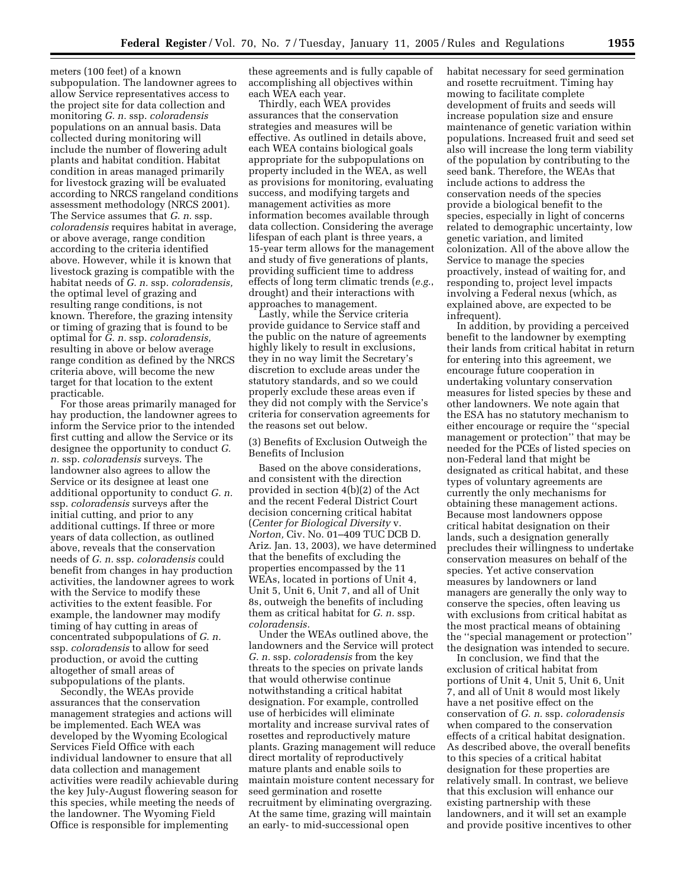meters (100 feet) of a known subpopulation. The landowner agrees to allow Service representatives access to the project site for data collection and monitoring *G. n.* ssp. *coloradensis* populations on an annual basis. Data collected during monitoring will include the number of flowering adult plants and habitat condition. Habitat condition in areas managed primarily for livestock grazing will be evaluated according to NRCS rangeland conditions assessment methodology (NRCS 2001). The Service assumes that *G. n.* ssp. *coloradensis* requires habitat in average, or above average, range condition according to the criteria identified above. However, while it is known that livestock grazing is compatible with the habitat needs of *G. n.* ssp. *coloradensis,* the optimal level of grazing and resulting range conditions, is not known. Therefore, the grazing intensity or timing of grazing that is found to be optimal for *G. n.* ssp. *coloradensis,* resulting in above or below average range condition as defined by the NRCS criteria above, will become the new target for that location to the extent practicable.

For those areas primarily managed for hay production, the landowner agrees to inform the Service prior to the intended first cutting and allow the Service or its designee the opportunity to conduct *G. n.* ssp. *coloradensis* surveys. The landowner also agrees to allow the Service or its designee at least one additional opportunity to conduct *G. n.* ssp. *coloradensis* surveys after the initial cutting, and prior to any additional cuttings. If three or more years of data collection, as outlined above, reveals that the conservation needs of *G. n.* ssp. *coloradensis* could benefit from changes in hay production activities, the landowner agrees to work with the Service to modify these activities to the extent feasible. For example, the landowner may modify timing of hay cutting in areas of concentrated subpopulations of *G. n.* ssp. *coloradensis* to allow for seed production, or avoid the cutting altogether of small areas of subpopulations of the plants.

Secondly, the WEAs provide assurances that the conservation management strategies and actions will be implemented. Each WEA was developed by the Wyoming Ecological Services Field Office with each individual landowner to ensure that all data collection and management activities were readily achievable during the key July-August flowering season for this species, while meeting the needs of the landowner. The Wyoming Field Office is responsible for implementing these agreements and is fully capable of accomplishing all objectives within each WEA each year.

Thirdly, each WEA provides assurances that the conservation strategies and measures will be effective. As outlined in details above, each WEA contains biological goals appropriate for the subpopulations on property included in the WEA, as well as provisions for monitoring, evaluating success, and modifying targets and management activities as more information becomes available through data collection. Considering the average lifespan of each plant is three years, a 15-year term allows for the management and study of five generations of plants, providing sufficient time to address effects of long term climatic trends (*e.g.*, drought) and their interactions with approaches to management.

Lastly, while the Service criteria provide guidance to Service staff and the public on the nature of agreements highly likely to result in exclusions, they in no way limit the Secretary's discretion to exclude areas under the statutory standards, and so we could properly exclude these areas even if they did not comply with the Service's criteria for conservation agreements for the reasons set out below.

(3) Benefits of Exclusion Outweigh the Benefits of Inclusion

Based on the above considerations, and consistent with the direction provided in section 4(b)(2) of the Act and the recent Federal District Court decision concerning critical habitat (*Center for Biological Diversity* v. *Norton,* Civ. No. 01–409 TUC DCB D. Ariz. Jan. 13, 2003), we have determined that the benefits of excluding the properties encompassed by the 11 WEAs, located in portions of Unit 4, Unit 5, Unit 6, Unit 7, and all of Unit 8s, outweigh the benefits of including them as critical habitat for *G. n.* ssp. *coloradensis.*

Under the WEAs outlined above, the landowners and the Service will protect *G. n.* ssp. *coloradensis* from the key threats to the species on private lands that would otherwise continue notwithstanding a critical habitat designation. For example, controlled use of herbicides will eliminate mortality and increase survival rates of rosettes and reproductively mature plants. Grazing management will reduce direct mortality of reproductively mature plants and enable soils to maintain moisture content necessary for seed germination and rosette recruitment by eliminating overgrazing. At the same time, grazing will maintain an early- to mid-successional open habitat necessary for seed germination and rosette recruitment. Timing hay mowing to facilitate complete development of fruits and seeds will increase population size and ensure maintenance of genetic variation within populations. Increased fruit and seed set also will increase the long term viability of the population by contributing to the seed bank. Therefore, the WEAs that include actions to address the conservation needs of the species provide a biological benefit to the species, especially in light of concerns related to demographic uncertainty, low genetic variation, and limited colonization. All of the above allow the Service to manage the species proactively, instead of waiting for, and responding to, project level impacts involving a Federal nexus (which, as explained above, are expected to be infrequent).

In addition, by providing a perceived benefit to the landowner by exempting their lands from critical habitat in return for entering into this agreement, we encourage future cooperation in undertaking voluntary conservation measures for listed species by these and other landowners. We note again that the ESA has no statutory mechanism to either encourage or require the ''special management or protection'' that may be needed for the PCEs of listed species on non-Federal land that might be designated as critical habitat, and these types of voluntary agreements are currently the only mechanisms for obtaining these management actions. Because most landowners oppose critical habitat designation on their lands, such a designation generally precludes their willingness to undertake conservation measures on behalf of the species. Yet active conservation measures by landowners or land managers are generally the only way to conserve the species, often leaving us with exclusions from critical habitat as the most practical means of obtaining the ''special management or protection'' the designation was intended to secure.

In conclusion, we find that the exclusion of critical habitat from portions of Unit 4, Unit 5, Unit 6, Unit 7, and all of Unit 8 would most likely have a net positive effect on the conservation of *G. n.* ssp. *coloradensis* when compared to the conservation effects of a critical habitat designation. As described above, the overall benefits to this species of a critical habitat designation for these properties are relatively small. In contrast, we believe that this exclusion will enhance our existing partnership with these landowners, and it will set an example and provide positive incentives to other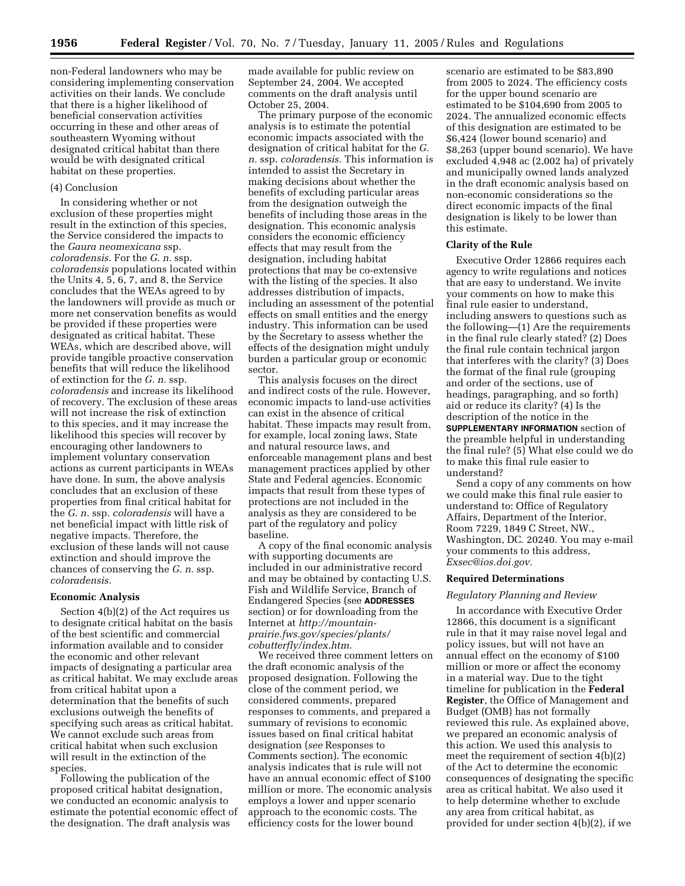non-Federal landowners who may be considering implementing conservation activities on their lands. We conclude that there is a higher likelihood of beneficial conservation activities occurring in these and other areas of southeastern Wyoming without designated critical habitat than there would be with designated critical habitat on these properties.

(4) Conclusion

In considering whether or not exclusion of these properties might result in the extinction of this species, the Service considered the impacts to the *Gaura neomexicana* ssp. *coloradensis.* For the *G. n.* ssp. *coloradensis* populations located within the Units 4, 5, 6, 7, and 8, the Service concludes that the WEAs agreed to by the landowners will provide as much or more net conservation benefits as would be provided if these properties were designated as critical habitat. These WEAs, which are described above, will provide tangible proactive conservation benefits that will reduce the likelihood of extinction for the *G. n.* ssp. *coloradensis* and increase its likelihood of recovery. The exclusion of these areas will not increase the risk of extinction to this species, and it may increase the likelihood this species will recover by encouraging other landowners to implement voluntary conservation actions as current participants in WEAs have done. In sum, the above analysis concludes that an exclusion of these properties from final critical habitat for the *G. n.* ssp. *coloradensis* will have a net beneficial impact with little risk of negative impacts. Therefore, the exclusion of these lands will not cause extinction and should improve the chances of conserving the *G. n.* ssp. *coloradensis.*

**Economic Analysis**

Section 4(b)(2) of the Act requires us to designate critical habitat on the basis of the best scientific and commercial information available and to consider the economic and other relevant impacts of designating a particular area as critical habitat. We may exclude areas from critical habitat upon a determination that the benefits of such exclusions outweigh the benefits of specifying such areas as critical habitat. We cannot exclude such areas from critical habitat when such exclusion will result in the extinction of the species.

Following the publication of the proposed critical habitat designation, we conducted an economic analysis to estimate the potential economic effect of the designation. The draft analysis was made available for public review on September 24, 2004. We accepted comments on the draft analysis until October 25, 2004.

The primary purpose of the economic analysis is to estimate the potential economic impacts associated with the designation of critical habitat for the *G. n.* ssp. *coloradensis.* This information is intended to assist the Secretary in making decisions about whether the benefits of excluding particular areas from the designation outweigh the benefits of including those areas in the designation. This economic analysis considers the economic efficiency effects that may result from the designation, including habitat protections that may be co-extensive with the listing of the species. It also addresses distribution of impacts, including an assessment of the potential effects on small entities and the energy industry. This information can be used by the Secretary to assess whether the effects of the designation might unduly burden a particular group or economic sector.

This analysis focuses on the direct and indirect costs of the rule. However, economic impacts to land-use activities can exist in the absence of critical habitat. These impacts may result from, for example, local zoning laws, State and natural resource laws, and enforceable management plans and best management practices applied by other State and Federal agencies. Economic impacts that result from these types of protections are not included in the analysis as they are considered to be part of the regulatory and policy baseline.

A copy of the final economic analysis with supporting documents are included in our administrative record and may be obtained by contacting U.S. Fish and Wildlife Service, Branch of Endangered Species (see **ADDRESSES** section) or for downloading from the Internet at *http://mountain-prairie.fws.gov/species/plants/cobutterfly/index.htm.*

We received three comment letters on the draft economic analysis of the proposed designation. Following the close of the comment period, we considered comments, prepared responses to comments, and prepared a summary of revisions to economic issues based on final critical habitat designation (*see* Responses to Comments section). The economic analysis indicates that is rule will not have an annual economic effect of $100 million or more. The economic analysis employs a lower and upper scenario approach to the economic costs. The efficiency costs for the lower bound scenario are estimated to be $83,890 from 2005 to 2024. The efficiency costs for the upper bound scenario are estimated to be $104,690 from 2005 to 2024. The annualized economic effects of this designation are estimated to be $6,424 (lower bound scenario) and $8,263 (upper bound scenario). We have excluded 4,948 ac (2,002 ha) of privately and municipally owned lands analyzed in the draft economic analysis based on non-economic considerations so the direct economic impacts of the final designation is likely to be lower than this estimate.

**Clarity of the Rule**

Executive Order 12866 requires each agency to write regulations and notices that are easy to understand. We invite your comments on how to make this final rule easier to understand, including answers to questions such as the following—(1) Are the requirements in the final rule clearly stated? (2) Does the final rule contain technical jargon that interferes with the clarity? (3) Does the format of the final rule (grouping and order of the sections, use of headings, paragraphing, and so forth) aid or reduce its clarity? (4) Is the description of the notice in the **SUPPLEMENTARY INFORMATION** section of the preamble helpful in understanding the final rule? (5) What else could we do to make this final rule easier to understand?

Send a copy of any comments on how we could make this final rule easier to understand to: Office of Regulatory Affairs, Department of the Interior, Room 7229, 1849 C Street, NW., Washington, DC. 20240. You may e-mail your comments to this address, *Exsec@ios.doi.gov.*

**Required Determinations**

*Regulatory Planning and Review*

In accordance with Executive Order 12866, this document is a significant rule in that it may raise novel legal and policy issues, but will not have an annual effect on the economy of $100 million or more or affect the economy in a material way. Due to the tight timeline for publication in the **Federal Register**, the Office of Management and Budget (OMB) has not formally reviewed this rule. As explained above, we prepared an economic analysis of this action. We used this analysis to meet the requirement of section 4(b)(2) of the Act to determine the economic consequences of designating the specific area as critical habitat. We also used it to help determine whether to exclude any area from critical habitat, as provided for under section 4(b)(2), if we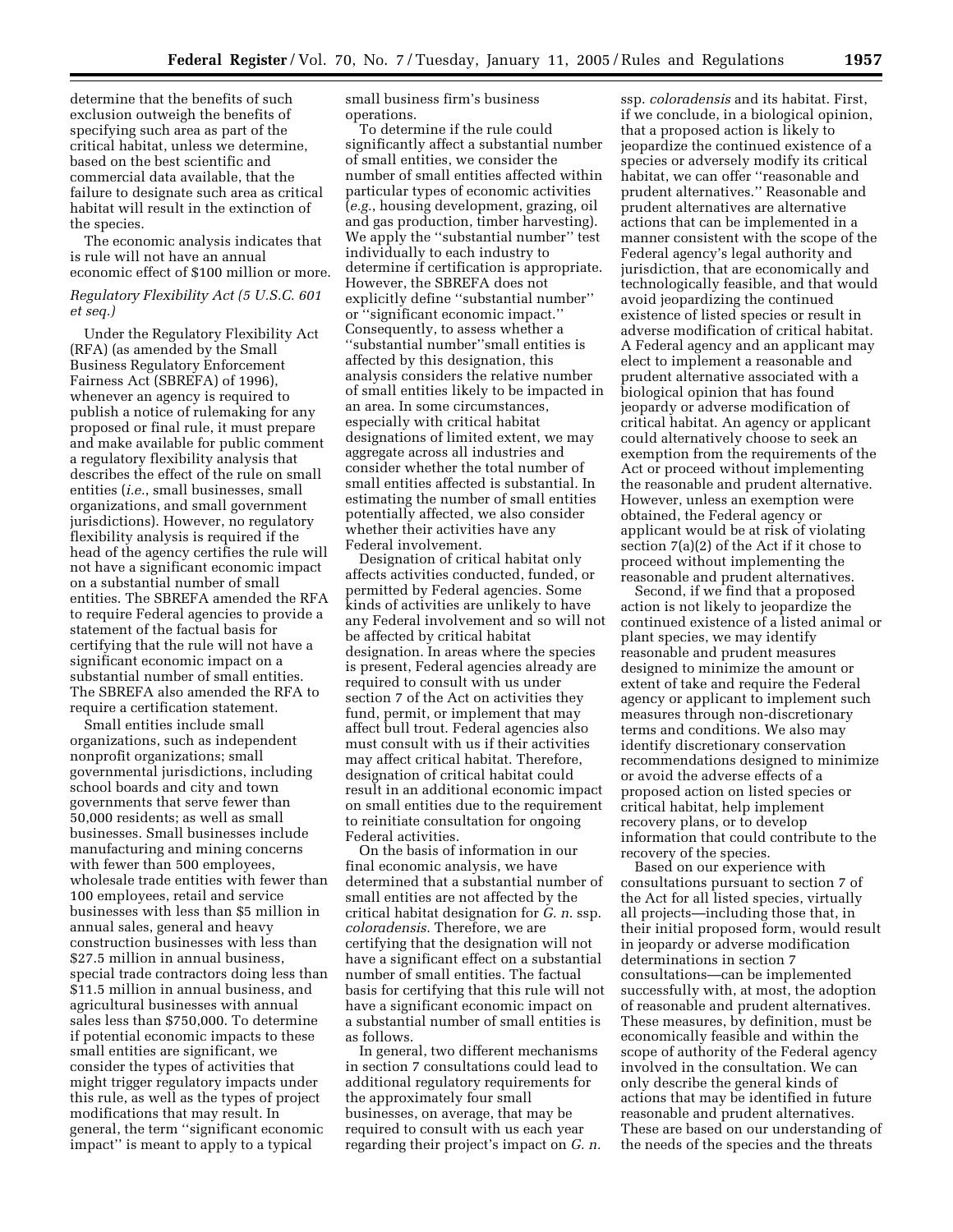determine that the benefits of such exclusion outweigh the benefits of specifying such area as part of the critical habitat, unless we determine, based on the best scientific and commercial data available, that the failure to designate such area as critical habitat will result in the extinction of the species.

The economic analysis indicates that is rule will not have an annual economic effect of $100 million or more.

### *Regulatory Flexibility Act (5 U.S.C. 601 et seq.)*

Under the Regulatory Flexibility Act (RFA) (as amended by the Small Business Regulatory Enforcement Fairness Act (SBREFA) of 1996), whenever an agency is required to publish a notice of rulemaking for any proposed or final rule, it must prepare and make available for public comment a regulatory flexibility analysis that describes the effect of the rule on small entities (*i.e.*, small businesses, small organizations, and small government jurisdictions). However, no regulatory flexibility analysis is required if the head of the agency certifies the rule will not have a significant economic impact on a substantial number of small entities. The SBREFA amended the RFA to require Federal agencies to provide a statement of the factual basis for certifying that the rule will not have a significant economic impact on a substantial number of small entities. The SBREFA also amended the RFA to require a certification statement.

Small entities include small organizations, such as independent nonprofit organizations; small governmental jurisdictions, including school boards and city and town governments that serve fewer than 50,000 residents; as well as small businesses. Small businesses include manufacturing and mining concerns with fewer than 500 employees, wholesale trade entities with fewer than 100 employees, retail and service businesses with less than $5 million in annual sales, general and heavy construction businesses with less than $27.5 million in annual business, special trade contractors doing less than $11.5 million in annual business, and agricultural businesses with annual sales less than $750,000. To determine if potential economic impacts to these small entities are significant, we consider the types of activities that might trigger regulatory impacts under this rule, as well as the types of project modifications that may result. In general, the term ''significant economic impact'' is meant to apply to a typical small business firm's business operations.

To determine if the rule could significantly affect a substantial number of small entities, we consider the number of small entities affected within particular types of economic activities (*e.g.*, housing development, grazing, oil and gas production, timber harvesting). We apply the ''substantial number'' test individually to each industry to determine if certification is appropriate. However, the SBREFA does not explicitly define ''substantial number'' or ''significant economic impact.'' Consequently, to assess whether a ''substantial number''small entities is affected by this designation, this analysis considers the relative number of small entities likely to be impacted in an area. In some circumstances, especially with critical habitat designations of limited extent, we may aggregate across all industries and consider whether the total number of small entities affected is substantial. In estimating the number of small entities potentially affected, we also consider whether their activities have any Federal involvement.

Designation of critical habitat only affects activities conducted, funded, or permitted by Federal agencies. Some kinds of activities are unlikely to have any Federal involvement and so will not be affected by critical habitat designation. In areas where the species is present, Federal agencies already are required to consult with us under section 7 of the Act on activities they fund, permit, or implement that may affect bull trout. Federal agencies also must consult with us if their activities may affect critical habitat. Therefore, designation of critical habitat could result in an additional economic impact on small entities due to the requirement to reinitiate consultation for ongoing Federal activities.

On the basis of information in our final economic analysis, we have determined that a substantial number of small entities are not affected by the critical habitat designation for *G. n.* ssp. *coloradensis*. Therefore, we are certifying that the designation will not have a significant effect on a substantial number of small entities. The factual basis for certifying that this rule will not have a significant economic impact on a substantial number of small entities is as follows.

In general, two different mechanisms in section 7 consultations could lead to additional regulatory requirements for the approximately four small businesses, on average, that may be required to consult with us each year regarding their project's impact on *G. n.* ssp. *coloradensis* and its habitat. First, if we conclude, in a biological opinion, that a proposed action is likely to jeopardize the continued existence of a species or adversely modify its critical habitat, we can offer ''reasonable and prudent alternatives.'' Reasonable and prudent alternatives are alternative actions that can be implemented in a manner consistent with the scope of the Federal agency's legal authority and jurisdiction, that are economically and technologically feasible, and that would avoid jeopardizing the continued existence of listed species or result in adverse modification of critical habitat. A Federal agency and an applicant may elect to implement a reasonable and prudent alternative associated with a biological opinion that has found jeopardy or adverse modification of critical habitat. An agency or applicant could alternatively choose to seek an exemption from the requirements of the Act or proceed without implementing the reasonable and prudent alternative. However, unless an exemption were obtained, the Federal agency or applicant would be at risk of violating section 7(a)(2) of the Act if it chose to proceed without implementing the reasonable and prudent alternatives.

Second, if we find that a proposed action is not likely to jeopardize the continued existence of a listed animal or plant species, we may identify reasonable and prudent measures designed to minimize the amount or extent of take and require the Federal agency or applicant to implement such measures through non-discretionary terms and conditions. We also may identify discretionary conservation recommendations designed to minimize or avoid the adverse effects of a proposed action on listed species or critical habitat, help implement recovery plans, or to develop information that could contribute to the recovery of the species.

Based on our experience with consultations pursuant to section 7 of the Act for all listed species, virtually all projects—including those that, in their initial proposed form, would result in jeopardy or adverse modification determinations in section 7 consultations—can be implemented successfully with, at most, the adoption of reasonable and prudent alternatives. These measures, by definition, must be economically feasible and within the scope of authority of the Federal agency involved in the consultation. We can only describe the general kinds of actions that may be identified in future reasonable and prudent alternatives. These are based on our understanding of the needs of the species and the threats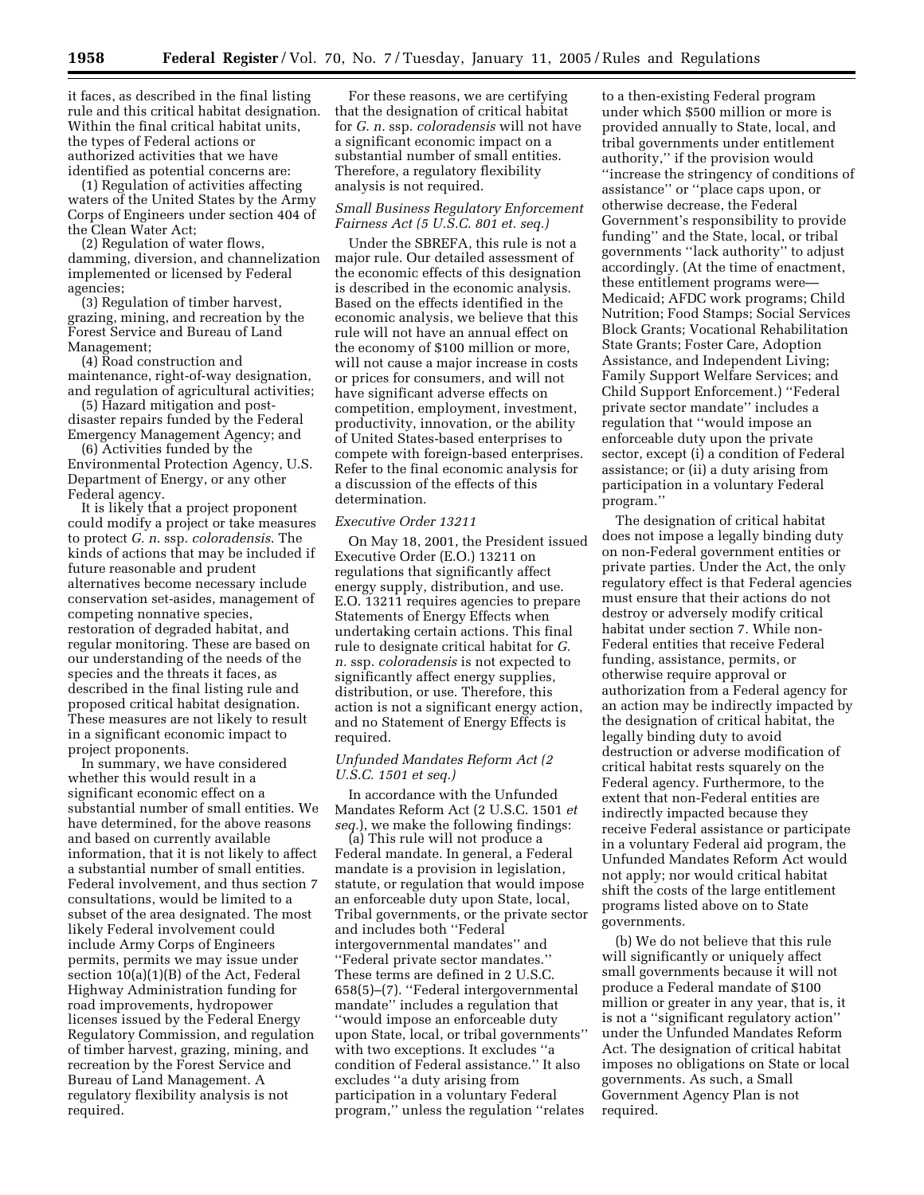it faces, as described in the final listing rule and this critical habitat designation. Within the final critical habitat units, the types of Federal actions or authorized activities that we have identified as potential concerns are:

(1) Regulation of activities affecting waters of the United States by the Army Corps of Engineers under section 404 of the Clean Water Act;

(2) Regulation of water flows, damming, diversion, and channelization implemented or licensed by Federal agencies;

(3) Regulation of timber harvest, grazing, mining, and recreation by the Forest Service and Bureau of Land Management;

(4) Road construction and maintenance, right-of-way designation, and regulation of agricultural activities;

(5) Hazard mitigation and post-disaster repairs funded by the Federal Emergency Management Agency; and

(6) Activities funded by the Environmental Protection Agency, U.S. Department of Energy, or any other Federal agency.

It is likely that a project proponent could modify a project or take measures to protect *G. n.* ssp. *coloradensis*. The kinds of actions that may be included if future reasonable and prudent alternatives become necessary include conservation set-asides, management of competing nonnative species, restoration of degraded habitat, and regular monitoring. These are based on our understanding of the needs of the species and the threats it faces, as described in the final listing rule and proposed critical habitat designation. These measures are not likely to result in a significant economic impact to project proponents.

In summary, we have considered whether this would result in a significant economic effect on a substantial number of small entities. We have determined, for the above reasons and based on currently available information, that it is not likely to affect a substantial number of small entities. Federal involvement, and thus section 7 consultations, would be limited to a subset of the area designated. The most likely Federal involvement could include Army Corps of Engineers permits, permits we may issue under section 10(a)(1)(B) of the Act, Federal Highway Administration funding for road improvements, hydropower licenses issued by the Federal Energy Regulatory Commission, and regulation of timber harvest, grazing, mining, and recreation by the Forest Service and Bureau of Land Management. A regulatory flexibility analysis is not required.

For these reasons, we are certifying that the designation of critical habitat for *G. n.* ssp. *coloradensis* will not have a significant economic impact on a substantial number of small entities. Therefore, a regulatory flexibility analysis is not required.

*Small Business Regulatory Enforcement Fairness Act (5 U.S.C. 801 et. seq.)*

Under the SBREFA, this rule is not a major rule. Our detailed assessment of the economic effects of this designation is described in the economic analysis. Based on the effects identified in the economic analysis, we believe that this rule will not have an annual effect on the economy of $100 million or more, will not cause a major increase in costs or prices for consumers, and will not have significant adverse effects on competition, employment, investment, productivity, innovation, or the ability of United States-based enterprises to compete with foreign-based enterprises. Refer to the final economic analysis for a discussion of the effects of this determination.

*Executive Order 13211*

On May 18, 2001, the President issued Executive Order (E.O.) 13211 on regulations that significantly affect energy supply, distribution, and use. E.O. 13211 requires agencies to prepare Statements of Energy Effects when undertaking certain actions. This final rule to designate critical habitat for *G. n.* ssp. *coloradensis* is not expected to significantly affect energy supplies, distribution, or use. Therefore, this action is not a significant energy action, and no Statement of Energy Effects is required.

*Unfunded Mandates Reform Act (2 U.S.C. 1501 et seq.)*

In accordance with the Unfunded Mandates Reform Act (2 U.S.C. 1501 *et seq.*), we make the following findings:

(a) This rule will not produce a Federal mandate. In general, a Federal mandate is a provision in legislation, statute, or regulation that would impose an enforceable duty upon State, local, Tribal governments, or the private sector and includes both "Federal intergovernmental mandates" and "Federal private sector mandates." These terms are defined in 2 U.S.C. 658(5)–(7). "Federal intergovernmental mandate" includes a regulation that "would impose an enforceable duty upon State, local, or tribal governments" with two exceptions. It excludes "a condition of Federal assistance." It also excludes "a duty arising from participation in a voluntary Federal program," unless the regulation "relates to a then-existing Federal program under which $500 million or more is provided annually to State, local, and tribal governments under entitlement authority," if the provision would "increase the stringency of conditions of assistance" or "place caps upon, or otherwise decrease, the Federal Government's responsibility to provide funding" and the State, local, or tribal governments "lack authority" to adjust accordingly. (At the time of enactment, these entitlement programs were—Medicaid; AFDC work programs; Child Nutrition; Food Stamps; Social Services Block Grants; Vocational Rehabilitation State Grants; Foster Care, Adoption Assistance, and Independent Living; Family Support Welfare Services; and Child Support Enforcement.) "Federal private sector mandate" includes a regulation that "would impose an enforceable duty upon the private sector, except (i) a condition of Federal assistance; or (ii) a duty arising from participation in a voluntary Federal program."

The designation of critical habitat does not impose a legally binding duty on non-Federal government entities or private parties. Under the Act, the only regulatory effect is that Federal agencies must ensure that their actions do not destroy or adversely modify critical habitat under section 7. While non-Federal entities that receive Federal funding, assistance, permits, or otherwise require approval or authorization from a Federal agency for an action may be indirectly impacted by the designation of critical habitat, the legally binding duty to avoid destruction or adverse modification of critical habitat rests squarely on the Federal agency. Furthermore, to the extent that non-Federal entities are indirectly impacted because they receive Federal assistance or participate in a voluntary Federal aid program, the Unfunded Mandates Reform Act would not apply; nor would critical habitat shift the costs of the large entitlement programs listed above on to State governments.

(b) We do not believe that this rule will significantly or uniquely affect small governments because it will not produce a Federal mandate of $100 million or greater in any year, that is, it is not a "significant regulatory action" under the Unfunded Mandates Reform Act. The designation of critical habitat imposes no obligations on State or local governments. As such, a Small Government Agency Plan is not required.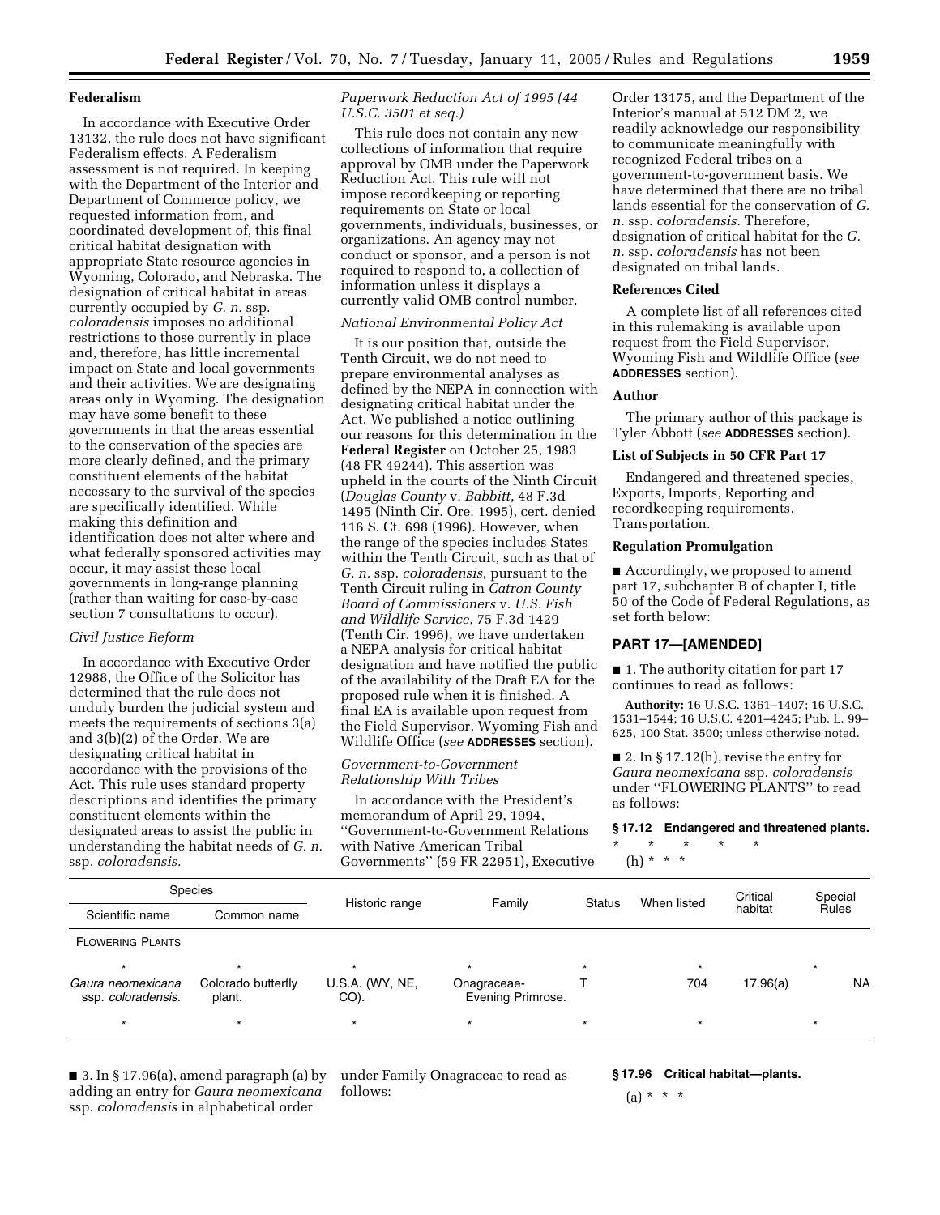### Federalism

In accordance with Executive Order 13132, the rule does not have significant Federalism effects. A Federalism assessment is not required. In keeping with the Department of the Interior and Department of Commerce policy, we requested information from, and coordinated development of, this final critical habitat designation with appropriate State resource agencies in Wyoming, Colorado, and Nebraska. The designation of critical habitat in areas currently occupied by *G. n.* ssp. *coloradensis* imposes no additional restrictions to those currently in place and, therefore, has little incremental impact on State and local governments and their activities. We are designating areas only in Wyoming. The designation may have some benefit to these governments in that the areas essential to the conservation of the species are more clearly defined, and the primary constituent elements of the habitat necessary to the survival of the species are specifically identified. While making this definition and identification does not alter where and what federally sponsored activities may occur, it may assist these local governments in long-range planning (rather than waiting for case-by-case section 7 consultations to occur).

#### *Civil Justice Reform*

In accordance with Executive Order 12988, the Office of the Solicitor has determined that the rule does not unduly burden the judicial system and meets the requirements of sections 3(a) and 3(b)(2) of the Order. We are designating critical habitat in accordance with the provisions of the Act. This rule uses standard property descriptions and identifies the primary constituent elements within the designated areas to assist the public in understanding the habitat needs of *G. n.* ssp. *coloradensis.*

#### *Paperwork Reduction Act of 1995 (44 U.S.C. 3501 et seq.)*

This rule does not contain any new collections of information that require approval by OMB under the Paperwork Reduction Act. This rule will not impose recordkeeping or reporting requirements on State or local governments, individuals, businesses, or organizations. An agency may not conduct or sponsor, and a person is not required to respond to, a collection of information unless it displays a currently valid OMB control number.

#### *National Environmental Policy Act*

It is our position that, outside the Tenth Circuit, we do not need to prepare environmental analyses as defined by the NEPA in connection with designating critical habitat under the Act. We published a notice outlining our reasons for this determination in the **Federal Register** on October 25, 1983 (48 FR 49244). This assertion was upheld in the courts of the Ninth Circuit (*Douglas County* v. *Babbitt*, 48 F.3d 1495 (Ninth Cir. Ore. 1995), cert. denied 116 S. Ct. 698 (1996). However, when the range of the species includes States within the Tenth Circuit, such as that of *G. n.* ssp. *coloradensis*, pursuant to the Tenth Circuit ruling in *Catron County Board of Commissioners* v. *U.S. Fish and Wildlife Service*, 75 F.3d 1429 (Tenth Cir. 1996), we have undertaken a NEPA analysis for critical habitat designation and have notified the public of the availability of the Draft EA for the proposed rule when it is finished. A final EA is available upon request from the Field Supervisor, Wyoming Fish and Wildlife Office (*see* **ADDRESSES** section).

#### *Government-to-Government Relationship With Tribes*

In accordance with the President's memorandum of April 29, 1994, ''Government-to-Government Relations with Native American Tribal Governments'' (59 FR 22951), Executive Order 13175, and the Department of the Interior's manual at 512 DM 2, we readily acknowledge our responsibility to communicate meaningfully with recognized Federal tribes on a government-to-government basis. We have determined that there are no tribal lands essential for the conservation of *G. n.* ssp. *coloradensis.* Therefore, designation of critical habitat for the *G. n.* ssp. *coloradensis* has not been designated on tribal lands.

### References Cited

A complete list of all references cited in this rulemaking is available upon request from the Field Supervisor, Wyoming Fish and Wildlife Office (*see* **ADDRESSES** section).

### Author

The primary author of this package is Tyler Abbott (*see* **ADDRESSES** section).

### List of Subjects in 50 CFR Part 17

Endangered and threatened species, Exports, Imports, Reporting and recordkeeping requirements, Transportation.

### Regulation Promulgation

■ Accordingly, we proposed to amend part 17, subchapter B of chapter I, title 50 of the Code of Federal Regulations, as set forth below:

## PART 17—[AMENDED]

■ 1. The authority citation for part 17 continues to read as follows:

**Authority:** 16 U.S.C. 1361–1407; 16 U.S.C. 1531–1544; 16 U.S.C. 4201–4245; Pub. L. 99–625, 100 Stat. 3500; unless otherwise noted.

■ 2. In § 17.12(h), revise the entry for *Gaura neomexicana* ssp. *coloradensis* under ''FLOWERING PLANTS'' to read as follows:

**§ 17.12 Endangered and threatened plants.**

\* \* \* \* \*

(h) \* \* \*

| Species | | Historic range | Family | Status | When listed | Critical habitat | Special Rules |
|---|---|---|---|---|---|---|---|
| Scientific name | Common name | | | | | | |
| FLOWERING PLANTS | | | | | | | |
| * | * | * | * | * | * | | * |
| *Gaura neomexicana* ssp. *coloradensis.* | Colorado butterfly plant. | U.S.A. (WY, NE, CO). | Onagraceae-Evening Primrose. | T | 704 | 17.96(a) | NA |
| * | * | * | * | * | * | | * |

■ 3. In § 17.96(a), amend paragraph (a) by adding an entry for *Gaura neomexicana* ssp. *coloradensis* in alphabetical order under Family Onagraceae to read as follows:

**§ 17.96 Critical habitat—plants.**

(a) \* \* \*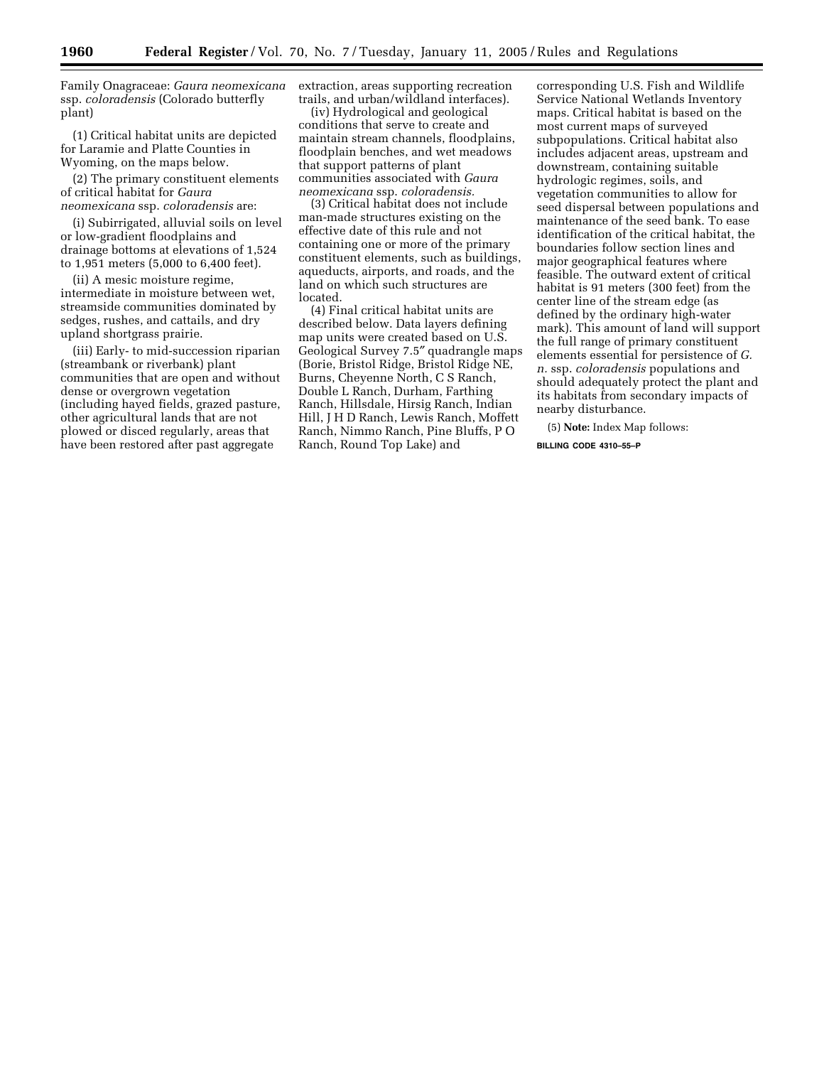Family Onagraceae: *Gaura neomexicana* ssp. *coloradensis* (Colorado butterfly plant)

(1) Critical habitat units are depicted for Laramie and Platte Counties in Wyoming, on the maps below.

(2) The primary constituent elements of critical habitat for *Gaura neomexicana* ssp. *coloradensis* are:

(i) Subirrigated, alluvial soils on level or low-gradient floodplains and drainage bottoms at elevations of 1,524 to 1,951 meters (5,000 to 6,400 feet).

(ii) A mesic moisture regime, intermediate in moisture between wet, streamside communities dominated by sedges, rushes, and cattails, and dry upland shortgrass prairie.

(iii) Early- to mid-succession riparian (streambank or riverbank) plant communities that are open and without dense or overgrown vegetation (including hayed fields, grazed pasture, other agricultural lands that are not plowed or disced regularly, areas that have been restored after past aggregate extraction, areas supporting recreation trails, and urban/wildland interfaces).

(iv) Hydrological and geological conditions that serve to create and maintain stream channels, floodplains, floodplain benches, and wet meadows that support patterns of plant communities associated with *Gaura neomexicana* ssp. *coloradensis.*

(3) Critical habitat does not include man-made structures existing on the effective date of this rule and not containing one or more of the primary constituent elements, such as buildings, aqueducts, airports, and roads, and the land on which such structures are located.

(4) Final critical habitat units are described below. Data layers defining map units were created based on U.S. Geological Survey 7.5″ quadrangle maps (Borie, Bristol Ridge, Bristol Ridge NE, Burns, Cheyenne North, C S Ranch, Double L Ranch, Durham, Farthing Ranch, Hillsdale, Hirsig Ranch, Indian Hill, J H D Ranch, Lewis Ranch, Moffett Ranch, Nimmo Ranch, Pine Bluffs, P O Ranch, Round Top Lake) and corresponding U.S. Fish and Wildlife Service National Wetlands Inventory maps. Critical habitat is based on the most current maps of surveyed subpopulations. Critical habitat also includes adjacent areas, upstream and downstream, containing suitable hydrologic regimes, soils, and vegetation communities to allow for seed dispersal between populations and maintenance of the seed bank. To ease identification of the critical habitat, the boundaries follow section lines and major geographical features where feasible. The outward extent of critical habitat is 91 meters (300 feet) from the center line of the stream edge (as defined by the ordinary high-water mark). This amount of land will support the full range of primary constituent elements essential for persistence of *G. n.* ssp. *coloradensis* populations and should adequately protect the plant and its habitats from secondary impacts of nearby disturbance.

(5) **Note:** Index Map follows:

BILLING CODE 4310–55–P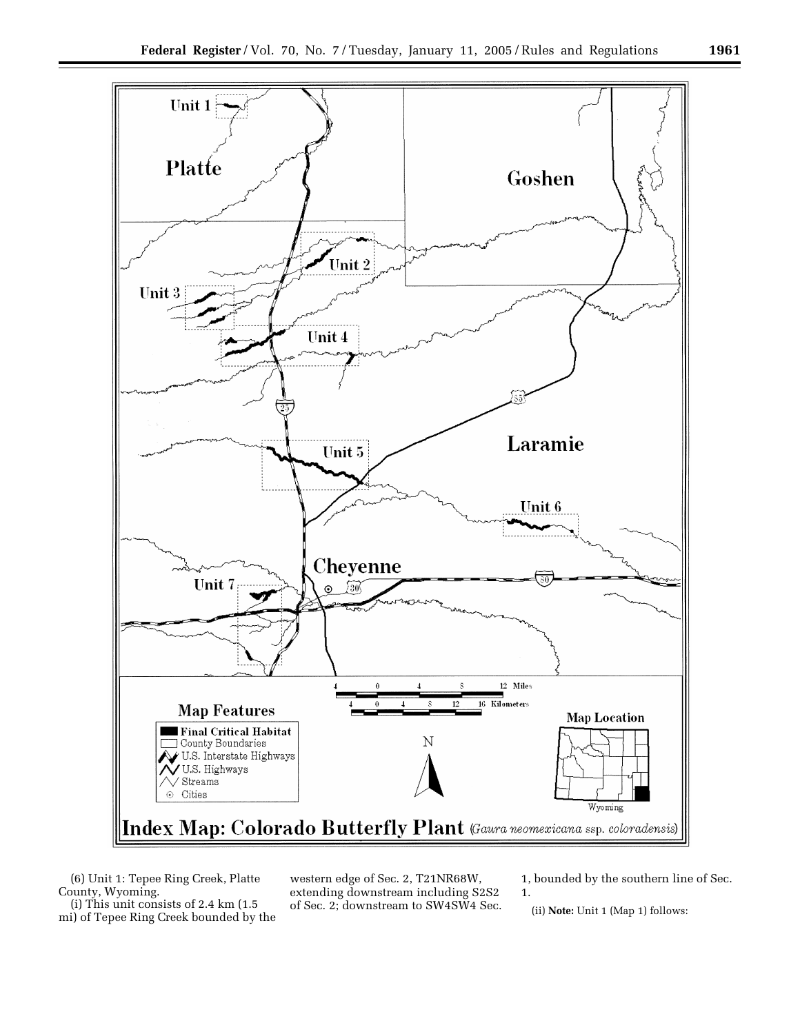(6) Unit 1: Tepee Ring Creek, Platte County, Wyoming.

(i) This unit consists of 2.4 km (1.5 mi) of Tepee Ring Creek bounded by the western edge of Sec. 2, T21NR68W, extending downstream including S2S2 of Sec. 2; downstream to SW4SW4 Sec. 1, bounded by the southern line of Sec. 1.

(ii) **Note:** Unit 1 (Map 1) follows: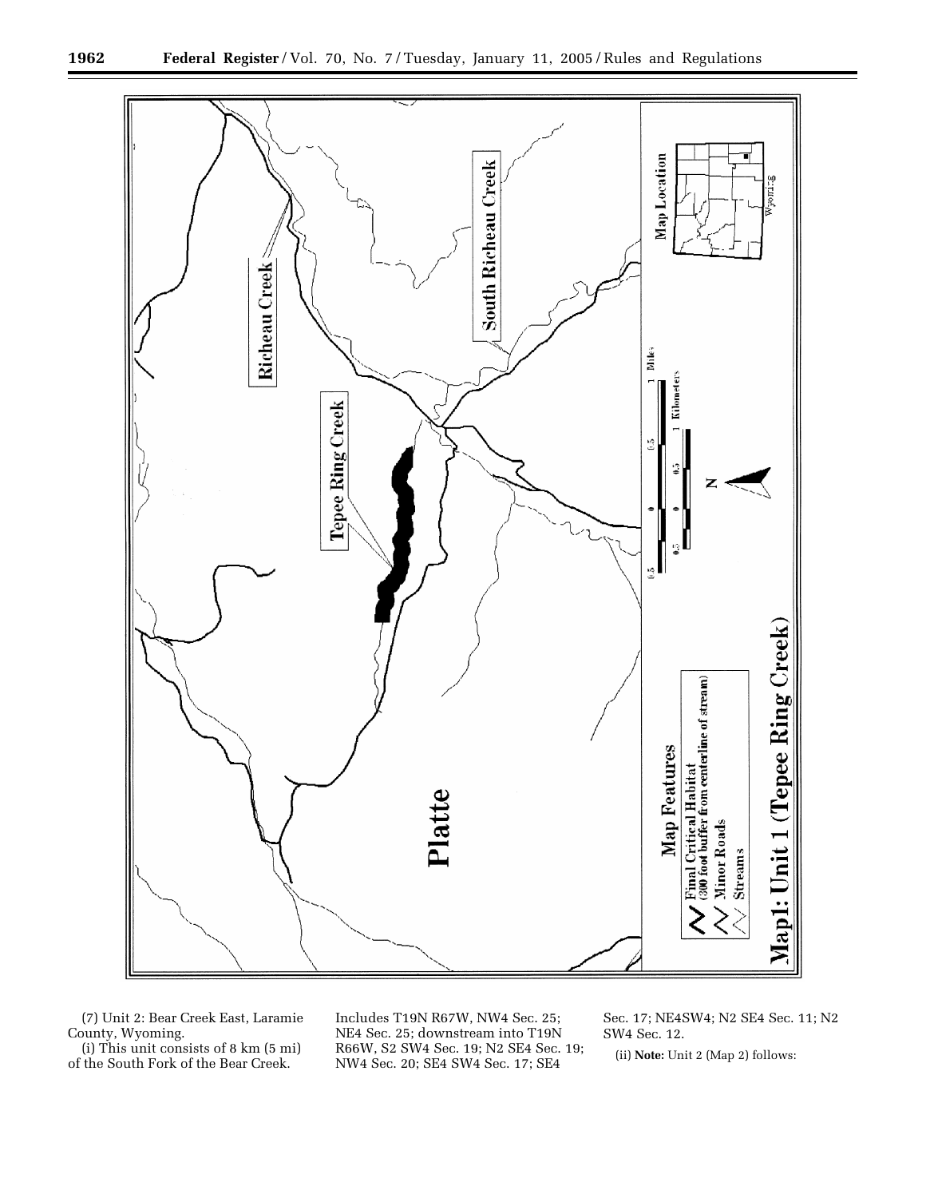(7) Unit 2: Bear Creek East, Laramie County, Wyoming.

(i) This unit consists of 8 km (5 mi) of the South Fork of the Bear Creek. Includes T19N R67W, NW4 Sec. 25; NE4 Sec. 25; downstream into T19N R66W, S2 SW4 Sec. 19; N2 SE4 Sec. 19; NW4 Sec. 20; SE4 SW4 Sec. 17; SE4 Sec. 17; NE4SW4; N2 SE4 Sec. 11; N2 SW4 Sec. 12.

(ii) **Note:** Unit 2 (Map 2) follows: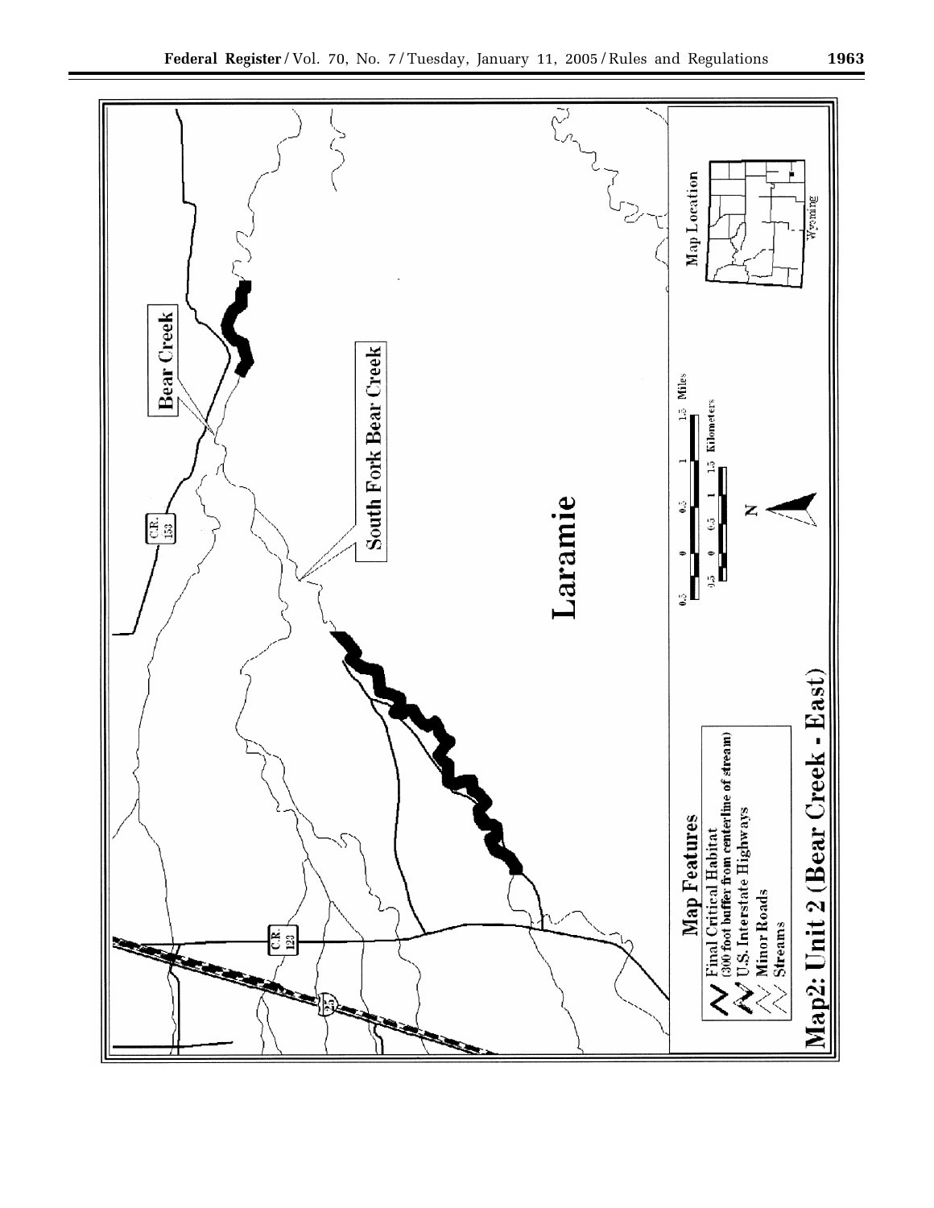**Bear Creek**

**South Fork Bear Creek**

C.R. 153

C.R. 123

25

**Laramie**

0.5 0 0.5 1 1.5 Miles

0.5 0 0.5 1 1.5 Kilometers

N

**Map Location**

Wyoming

**Map Features**

Final Critical Habitat (300 foot buffer from centerline of stream)

U.S. Interstate Highways

Minor Roads

Streams

## Map2: Unit 2 (Bear Creek - East)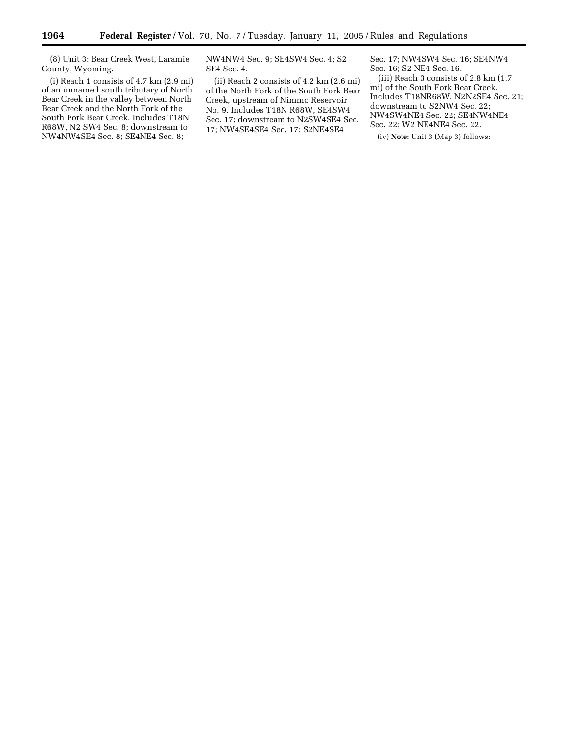(8) Unit 3: Bear Creek West, Laramie County, Wyoming.

(i) Reach 1 consists of 4.7 km (2.9 mi) of an unnamed south tributary of North Bear Creek in the valley between North Bear Creek and the North Fork of the South Fork Bear Creek. Includes T18N R68W, N2 SW4 Sec. 8; downstream to NW4NW4SE4 Sec. 8; SE4NE4 Sec. 8; NW4NW4 Sec. 9; SE4SW4 Sec. 4; S2 SE4 Sec. 4.

(ii) Reach 2 consists of 4.2 km (2.6 mi) of the North Fork of the South Fork Bear Creek, upstream of Nimmo Reservoir No. 9. Includes T18N R68W, SE4SW4 Sec. 17; downstream to N2SW4SE4 Sec. 17; NW4SE4SE4 Sec. 17; S2NE4SE4 Sec. 17; NW4SW4 Sec. 16; SE4NW4 Sec. 16; S2 NE4 Sec. 16.

(iii) Reach 3 consists of 2.8 km (1.7 mi) of the South Fork Bear Creek. Includes T18NR68W, N2N2SE4 Sec. 21; downstream to S2NW4 Sec. 22; NW4SW4NE4 Sec. 22; SE4NW4NE4 Sec. 22; W2 NE4NE4 Sec. 22.

(iv) **Note:** Unit 3 (Map 3) follows: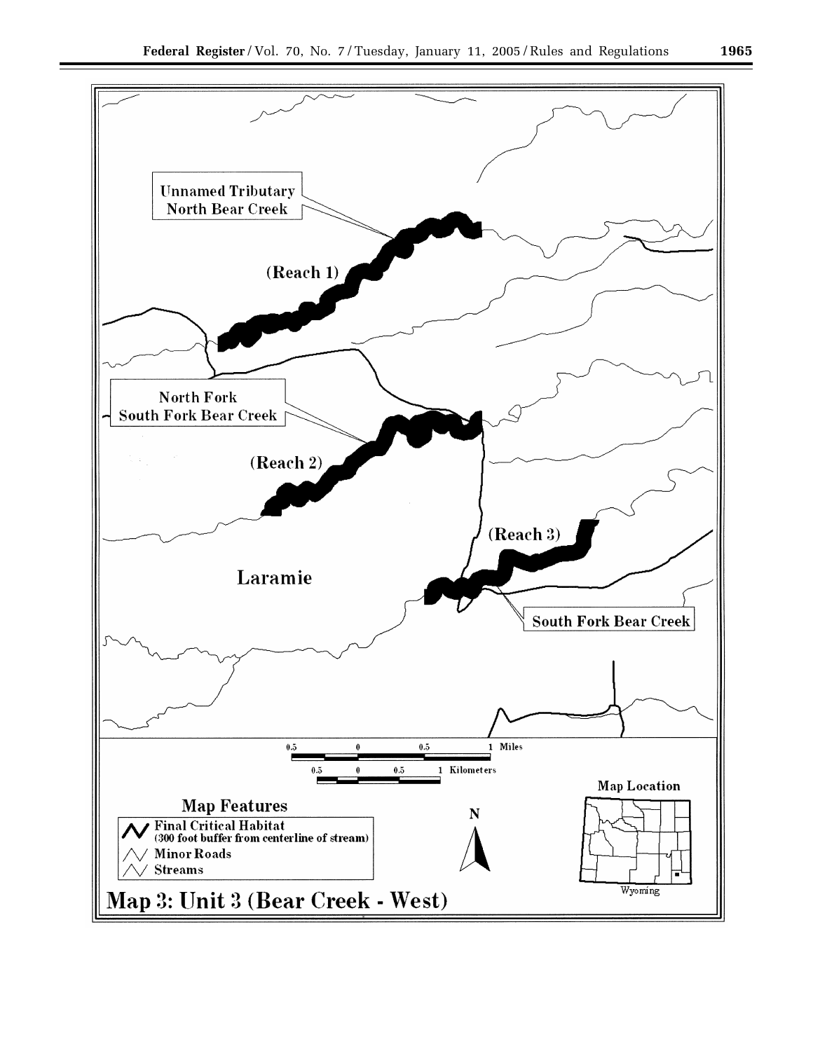Unnamed Tributary
North Bear Creek

(Reach 1)

North Fork
South Fork Bear Creek

(Reach 2)

(Reach 3)

Laramie

South Fork Bear Creek

0.5 0 0.5 1 Miles

0.5 0 0.5 1 Kilometers

Map Location

Wyoming

**Map Features**

Final Critical Habitat (300 foot buffer from centerline of stream)

Minor Roads

Streams

N

## Map 3: Unit 3 (Bear Creek - West)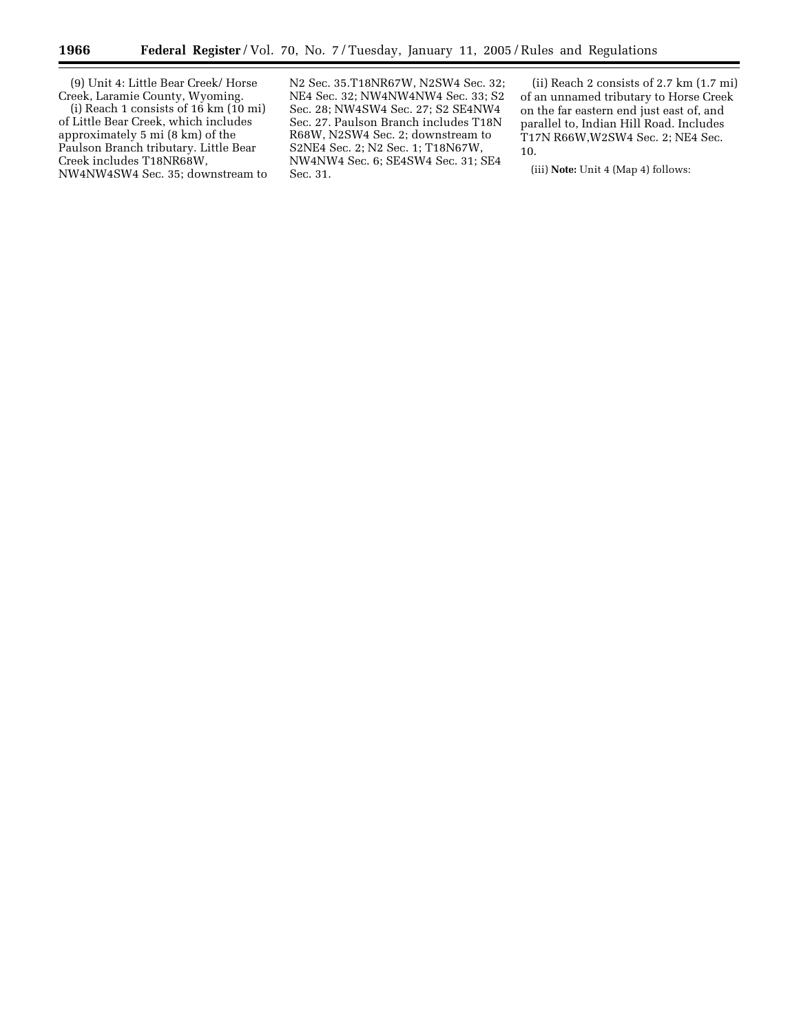(9) Unit 4: Little Bear Creek/ Horse Creek, Laramie County, Wyoming.

(i) Reach 1 consists of 16 km (10 mi) of Little Bear Creek, which includes approximately 5 mi (8 km) of the Paulson Branch tributary. Little Bear Creek includes T18NR68W, NW4NW4SW4 Sec. 35; downstream to N2 Sec. 35.T18NR67W, N2SW4 Sec. 32; NE4 Sec. 32; NW4NW4NW4 Sec. 33; S2 Sec. 28; NW4SW4 Sec. 27; S2 SE4NW4 Sec. 27. Paulson Branch includes T18N R68W, N2SW4 Sec. 2; downstream to S2NE4 Sec. 2; N2 Sec. 1; T18N67W, NW4NW4 Sec. 6; SE4SW4 Sec. 31; SE4 Sec. 31.

(ii) Reach 2 consists of 2.7 km (1.7 mi) of an unnamed tributary to Horse Creek on the far eastern end just east of, and parallel to, Indian Hill Road. Includes T17N R66W,W2SW4 Sec. 2; NE4 Sec. 10.

(iii) **Note:** Unit 4 (Map 4) follows: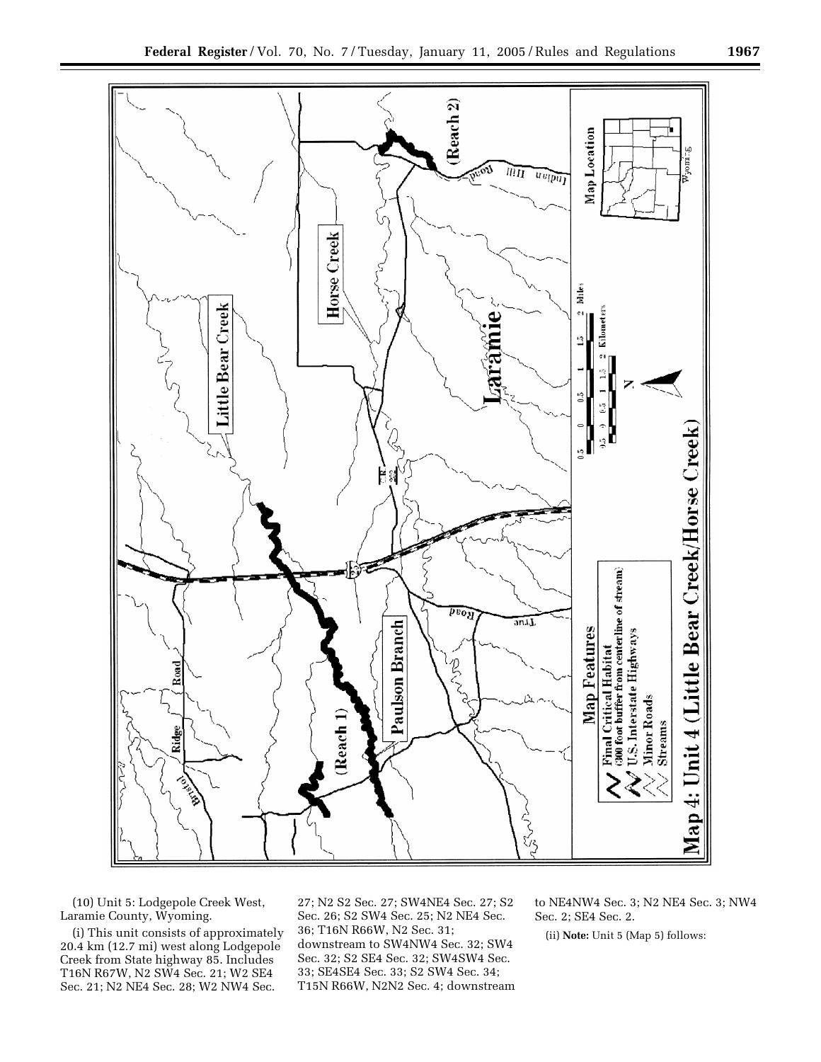Map 4: Unit 4 (Little Bear Creek/Horse Creek)

(10) Unit 5: Lodgepole Creek West, Laramie County, Wyoming.

(i) This unit consists of approximately 20.4 km (12.7 mi) west along Lodgepole Creek from State highway 85. Includes T16N R67W, N2 SW4 Sec. 21; W2 SE4 Sec. 21; N2 NE4 Sec. 28; W2 NW4 Sec. 27; N2 S2 Sec. 27; SW4NE4 Sec. 27; S2 Sec. 26; S2 SW4 Sec. 25; N2 NE4 Sec. 36; T16N R66W, N2 Sec. 31; downstream to SW4NW4 Sec. 32; SW4 Sec. 32; S2 SE4 Sec. 32; SW4SW4 Sec. 33; SE4SE4 Sec. 33; S2 SW4 Sec. 34; T15N R66W, N2N2 Sec. 4; downstream to NE4NW4 Sec. 3; N2 NE4 Sec. 3; NW4 Sec. 2; SE4 Sec. 2.

(ii) **Note:** Unit 5 (Map 5) follows: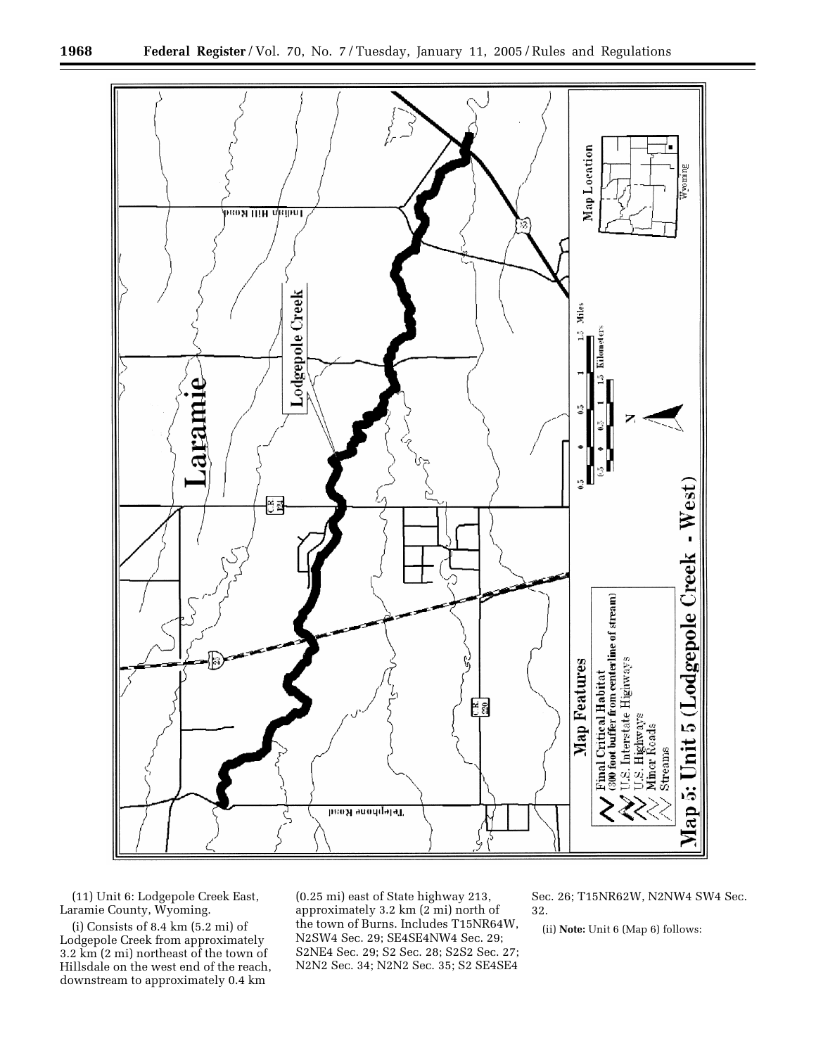(11) Unit 6: Lodgepole Creek East, Laramie County, Wyoming.

(i) Consists of 8.4 km (5.2 mi) of Lodgepole Creek from approximately 3.2 km (2 mi) northeast of the town of Hillsdale on the west end of the reach, downstream to approximately 0.4 km (0.25 mi) east of State highway 213, approximately 3.2 km (2 mi) north of the town of Burns. Includes T15NR64W, N2SW4 Sec. 29; SE4SE4NW4 Sec. 29; S2NE4 Sec. 29; S2 Sec. 28; S2S2 Sec. 27; N2N2 Sec. 34; N2N2 Sec. 35; S2 SE4SE4 Sec. 26; T15NR62W, N2NW4 SW4 Sec. 32.

(ii) **Note:** Unit 6 (Map 6) follows: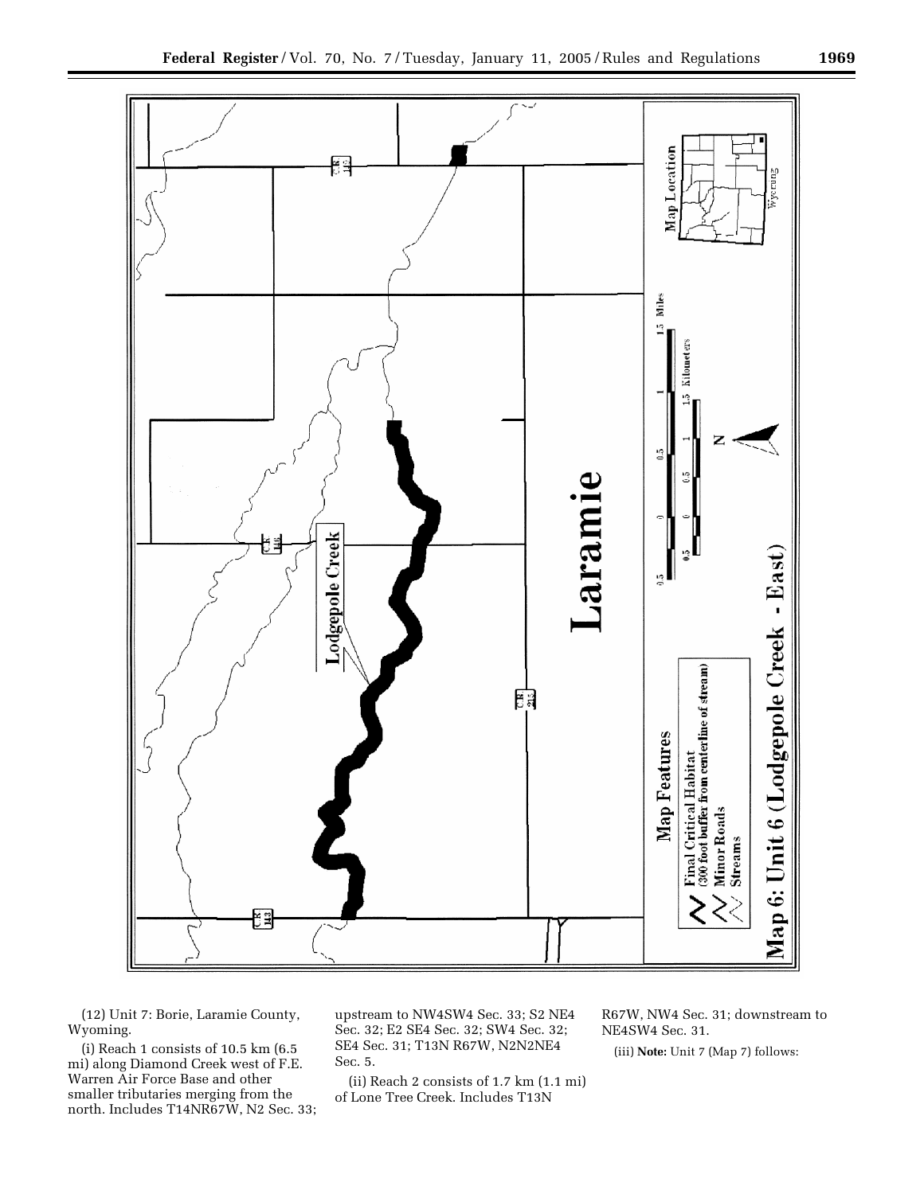(12) Unit 7: Borie, Laramie County, Wyoming.

(i) Reach 1 consists of 10.5 km (6.5 mi) along Diamond Creek west of F.E. Warren Air Force Base and other smaller tributaries merging from the north. Includes T14NR67W, N2 Sec. 33; upstream to NW4SW4 Sec. 33; S2 NE4 Sec. 32; E2 SE4 Sec. 32; SW4 Sec. 32; SE4 Sec. 31; T13N R67W, N2N2NE4 Sec. 5.

(ii) Reach 2 consists of 1.7 km (1.1 mi) of Lone Tree Creek. Includes T13N R67W, NW4 Sec. 31; downstream to NE4SW4 Sec. 31.

(iii) **Note:** Unit 7 (Map 7) follows: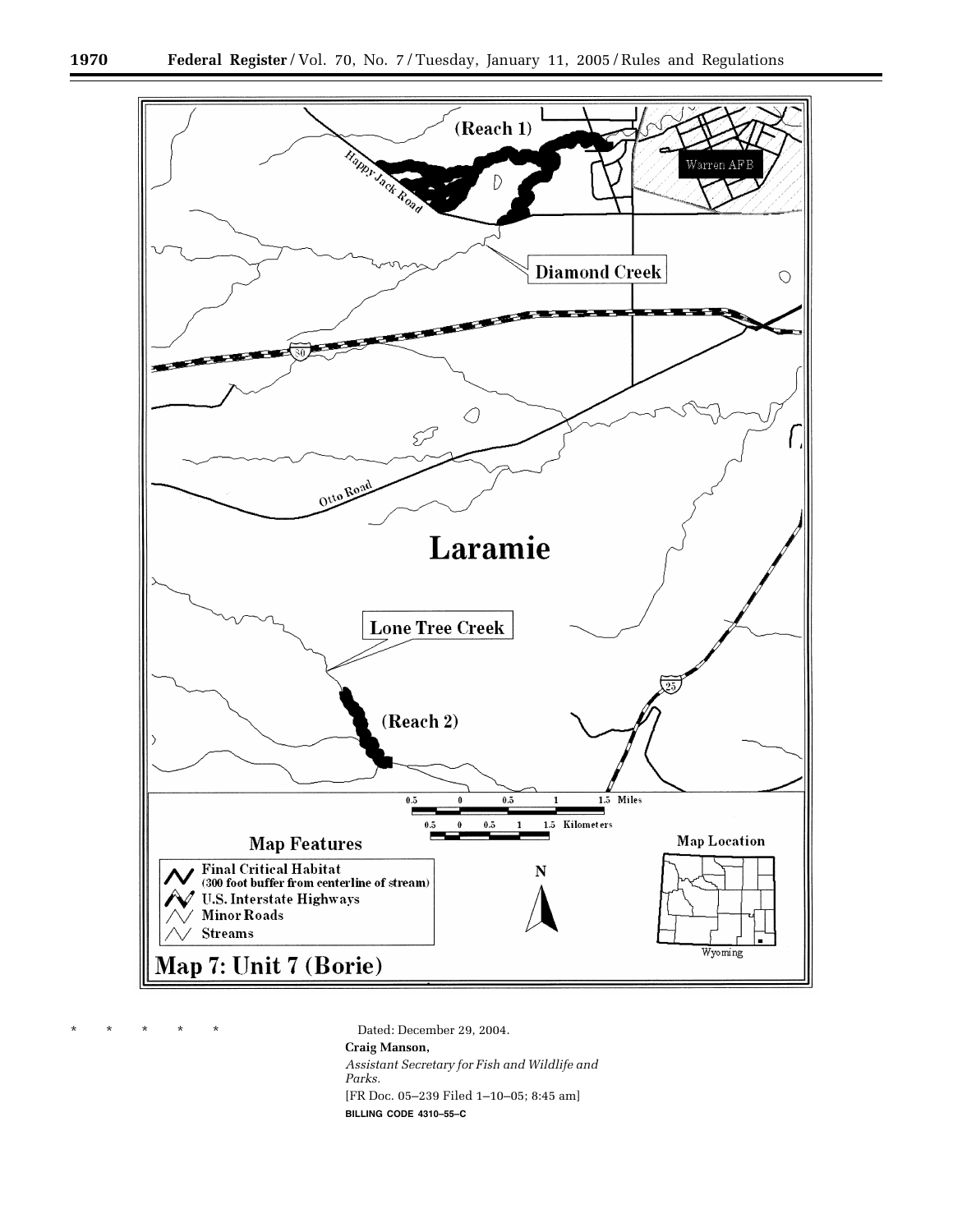(Reach 1)

Happy Jack Road

Warren AFB

Diamond Creek

30

Otto Road

Laramie

Lone Tree Creek

25

(Reach 2)

0.5 0 0.5 1 1.5 Miles

0.5 0 0.5 1 1.5 Kilometers

Map Features

Final Critical Habitat
(300 foot buffer from centerline of stream)

U.S. Interstate Highways

Minor Roads

Streams

N

Map Location

Wyoming

Map 7: Unit 7 (Borie)

\* \* \* \* \*

Dated: December 29, 2004.

**Craig Manson,**

*Assistant Secretary for Fish and Wildlife and Parks.*

[FR Doc. 05–239 Filed 1–10–05; 8:45 am]

**BILLING CODE 4310–55–C**